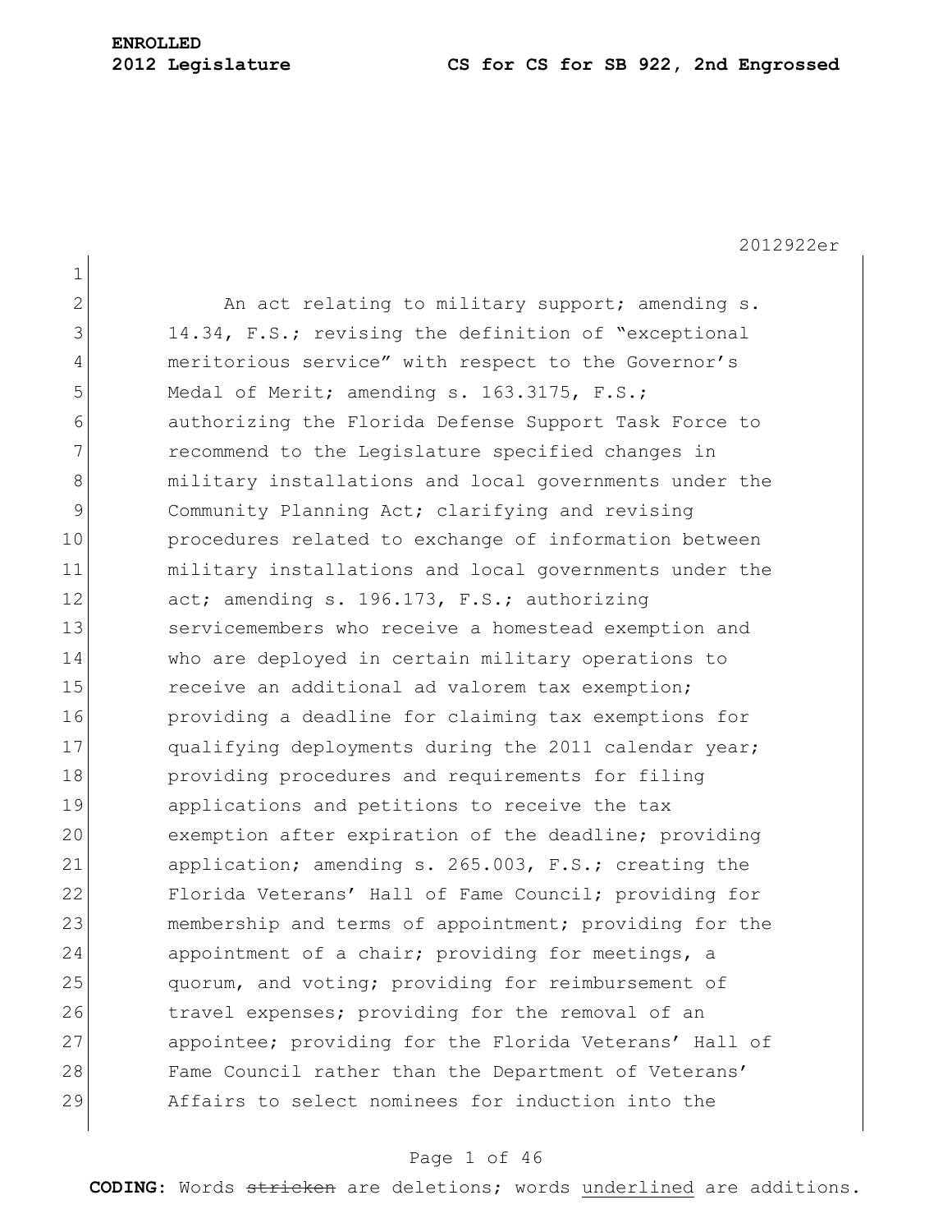**ENROLLED**

**2012 Legislature** **CS for CS for SB 922, 2nd Engrossed**

2012922er

An act relating to military support; amending s. 14.34, F.S.; revising the definition of "exceptional meritorious service" with respect to the Governor's Medal of Merit; amending s. 163.3175, F.S.; authorizing the Florida Defense Support Task Force to recommend to the Legislature specified changes in military installations and local governments under the Community Planning Act; clarifying and revising procedures related to exchange of information between military installations and local governments under the act; amending s. 196.173, F.S.; authorizing servicemembers who receive a homestead exemption and who are deployed in certain military operations to receive an additional ad valorem tax exemption; providing a deadline for claiming tax exemptions for qualifying deployments during the 2011 calendar year; providing procedures and requirements for filing applications and petitions to receive the tax exemption after expiration of the deadline; providing application; amending s. 265.003, F.S.; creating the Florida Veterans' Hall of Fame Council; providing for membership and terms of appointment; providing for the appointment of a chair; providing for meetings, a quorum, and voting; providing for reimbursement of travel expenses; providing for the removal of an appointee; providing for the Florida Veterans' Hall of Fame Council rather than the Department of Veterans' Affairs to select nominees for induction into the

**CODING:** Words ~~stricken~~ are deletions; words <u>underlined</u> are additions.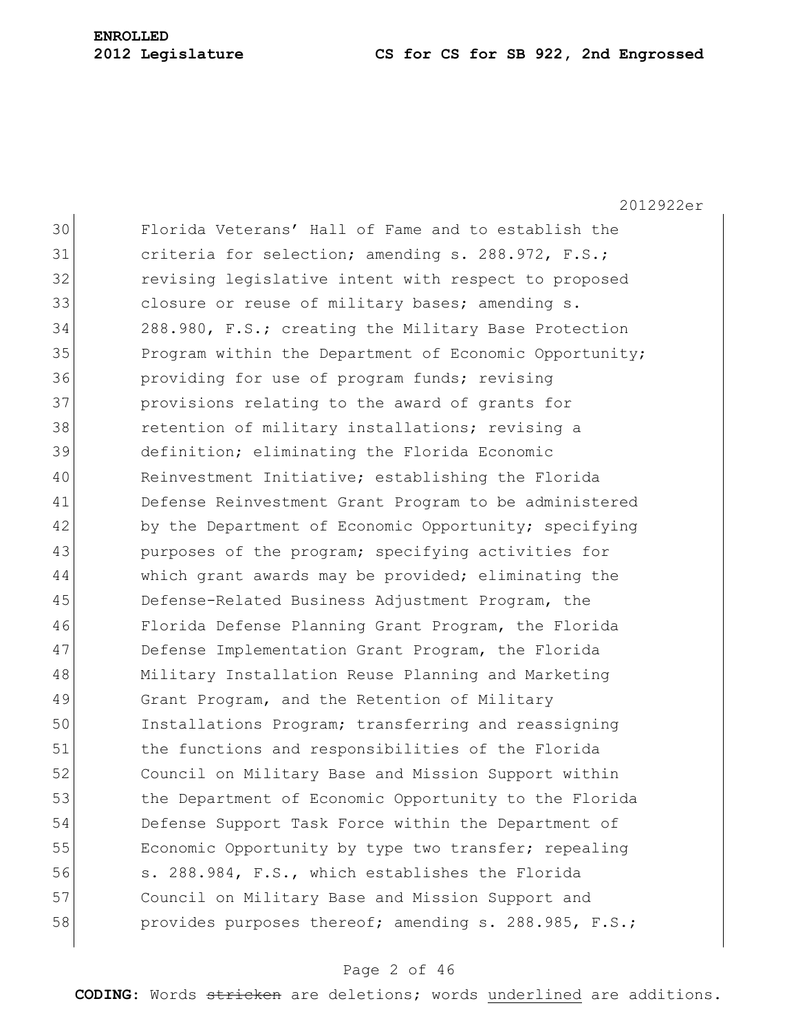Florida Veterans' Hall of Fame and to establish the criteria for selection; amending s. 288.972, F.S.; revising legislative intent with respect to proposed closure or reuse of military bases; amending s. 288.980, F.S.; creating the Military Base Protection Program within the Department of Economic Opportunity; providing for use of program funds; revising provisions relating to the award of grants for retention of military installations; revising a definition; eliminating the Florida Economic Reinvestment Initiative; establishing the Florida Defense Reinvestment Grant Program to be administered by the Department of Economic Opportunity; specifying purposes of the program; specifying activities for which grant awards may be provided; eliminating the Defense-Related Business Adjustment Program, the Florida Defense Planning Grant Program, the Florida Defense Implementation Grant Program, the Florida Military Installation Reuse Planning and Marketing Grant Program, and the Retention of Military Installations Program; transferring and reassigning the functions and responsibilities of the Florida Council on Military Base and Mission Support within the Department of Economic Opportunity to the Florida Defense Support Task Force within the Department of Economic Opportunity by type two transfer; repealing s. 288.984, F.S., which establishes the Florida Council on Military Base and Mission Support and provides purposes thereof; amending s. 288.985, F.S.;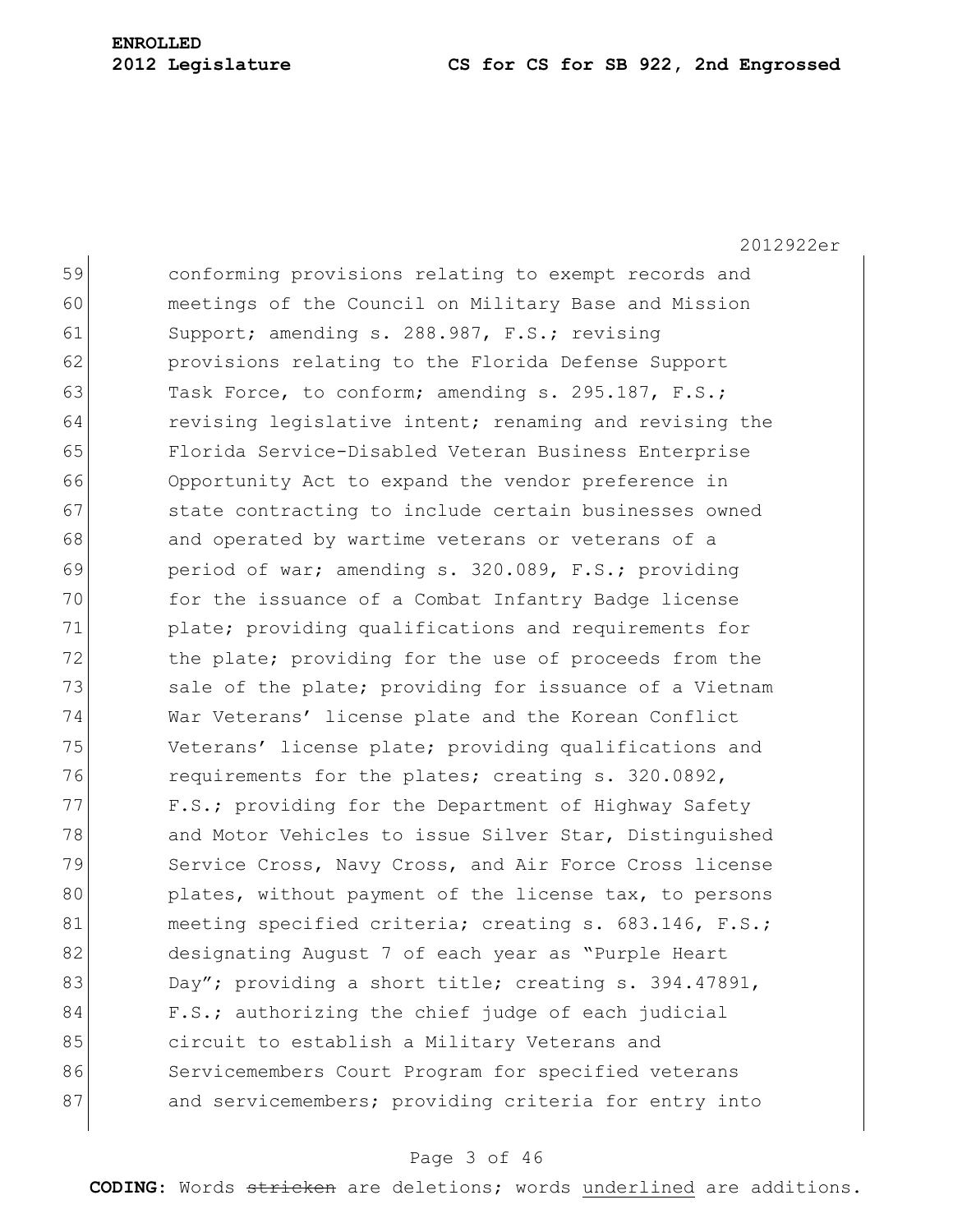59 conforming provisions relating to exempt records and
60 meetings of the Council on Military Base and Mission
61 Support; amending s. 288.987, F.S.; revising
62 provisions relating to the Florida Defense Support
63 Task Force, to conform; amending s. 295.187, F.S.;
64 revising legislative intent; renaming and revising the
65 Florida Service-Disabled Veteran Business Enterprise
66 Opportunity Act to expand the vendor preference in
67 state contracting to include certain businesses owned
68 and operated by wartime veterans or veterans of a
69 period of war; amending s. 320.089, F.S.; providing
70 for the issuance of a Combat Infantry Badge license
71 plate; providing qualifications and requirements for
72 the plate; providing for the use of proceeds from the
73 sale of the plate; providing for issuance of a Vietnam
74 War Veterans' license plate and the Korean Conflict
75 Veterans' license plate; providing qualifications and
76 requirements for the plates; creating s. 320.0892,
77 F.S.; providing for the Department of Highway Safety
78 and Motor Vehicles to issue Silver Star, Distinguished
79 Service Cross, Navy Cross, and Air Force Cross license
80 plates, without payment of the license tax, to persons
81 meeting specified criteria; creating s. 683.146, F.S.;
82 designating August 7 of each year as "Purple Heart
83 Day"; providing a short title; creating s. 394.47891,
84 F.S.; authorizing the chief judge of each judicial
85 circuit to establish a Military Veterans and
86 Servicemembers Court Program for specified veterans
87 and servicemembers; providing criteria for entry into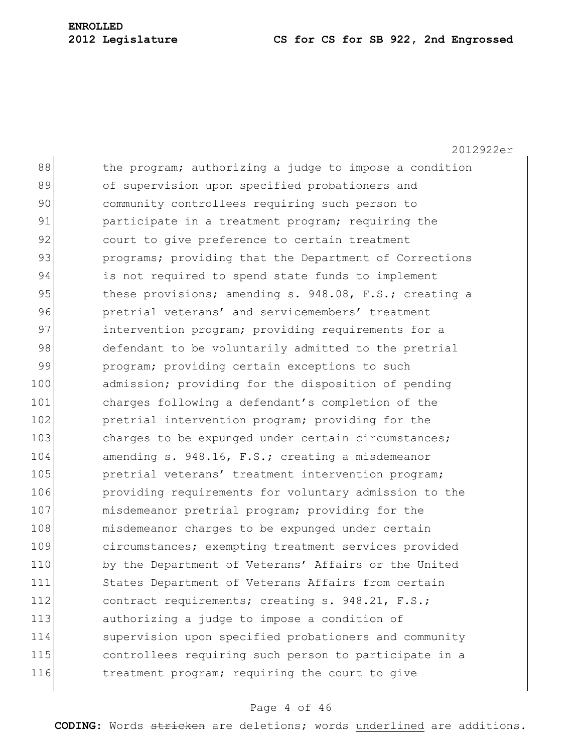88 the program; authorizing a judge to impose a condition
89 of supervision upon specified probationers and
90 community controllees requiring such person to
91 participate in a treatment program; requiring the
92 court to give preference to certain treatment
93 programs; providing that the Department of Corrections
94 is not required to spend state funds to implement
95 these provisions; amending s. 948.08, F.S.; creating a
96 pretrial veterans' and servicemembers' treatment
97 intervention program; providing requirements for a
98 defendant to be voluntarily admitted to the pretrial
99 program; providing certain exceptions to such
100 admission; providing for the disposition of pending
101 charges following a defendant's completion of the
102 pretrial intervention program; providing for the
103 charges to be expunged under certain circumstances;
104 amending s. 948.16, F.S.; creating a misdemeanor
105 pretrial veterans' treatment intervention program;
106 providing requirements for voluntary admission to the
107 misdemeanor pretrial program; providing for the
108 misdemeanor charges to be expunged under certain
109 circumstances; exempting treatment services provided
110 by the Department of Veterans' Affairs or the United
111 States Department of Veterans Affairs from certain
112 contract requirements; creating s. 948.21, F.S.;
113 authorizing a judge to impose a condition of
114 supervision upon specified probationers and community
115 controllees requiring such person to participate in a
116 treatment program; requiring the court to give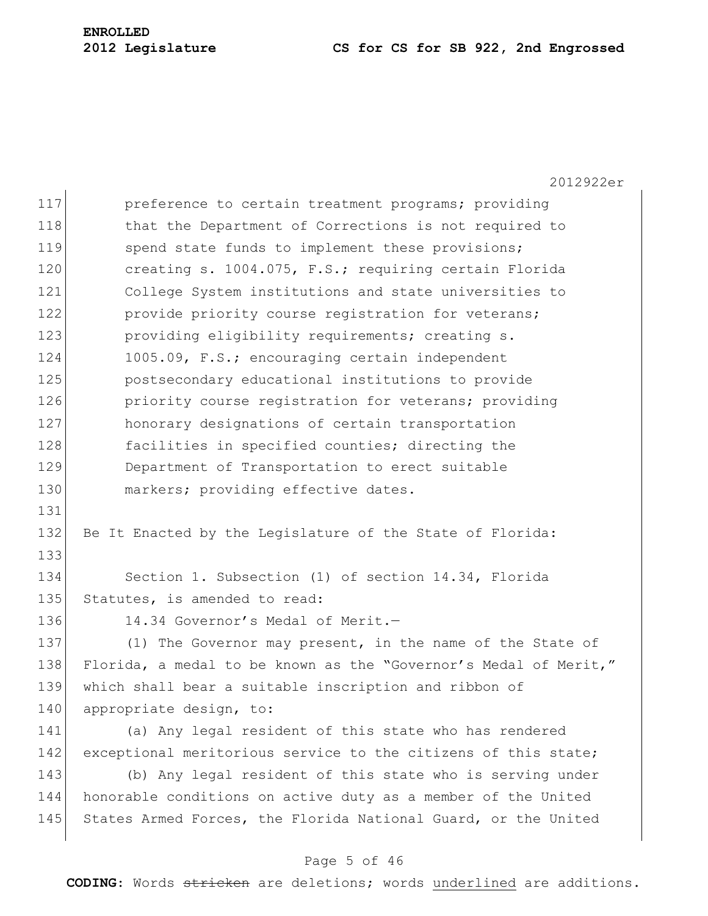preference to certain treatment programs; providing that the Department of Corrections is not required to spend state funds to implement these provisions; creating s. 1004.075, F.S.; requiring certain Florida College System institutions and state universities to provide priority course registration for veterans; providing eligibility requirements; creating s. 1005.09, F.S.; encouraging certain independent postsecondary educational institutions to provide priority course registration for veterans; providing honorary designations of certain transportation facilities in specified counties; directing the Department of Transportation to erect suitable markers; providing effective dates.

Be It Enacted by the Legislature of the State of Florida:

Section 1. Subsection (1) of section 14.34, Florida Statutes, is amended to read:

14.34 Governor's Medal of Merit.—

(1) The Governor may present, in the name of the State of Florida, a medal to be known as the "Governor's Medal of Merit," which shall bear a suitable inscription and ribbon of appropriate design, to:

(a) Any legal resident of this state who has rendered exceptional meritorious service to the citizens of this state;

(b) Any legal resident of this state who is serving under honorable conditions on active duty as a member of the United States Armed Forces, the Florida National Guard, or the United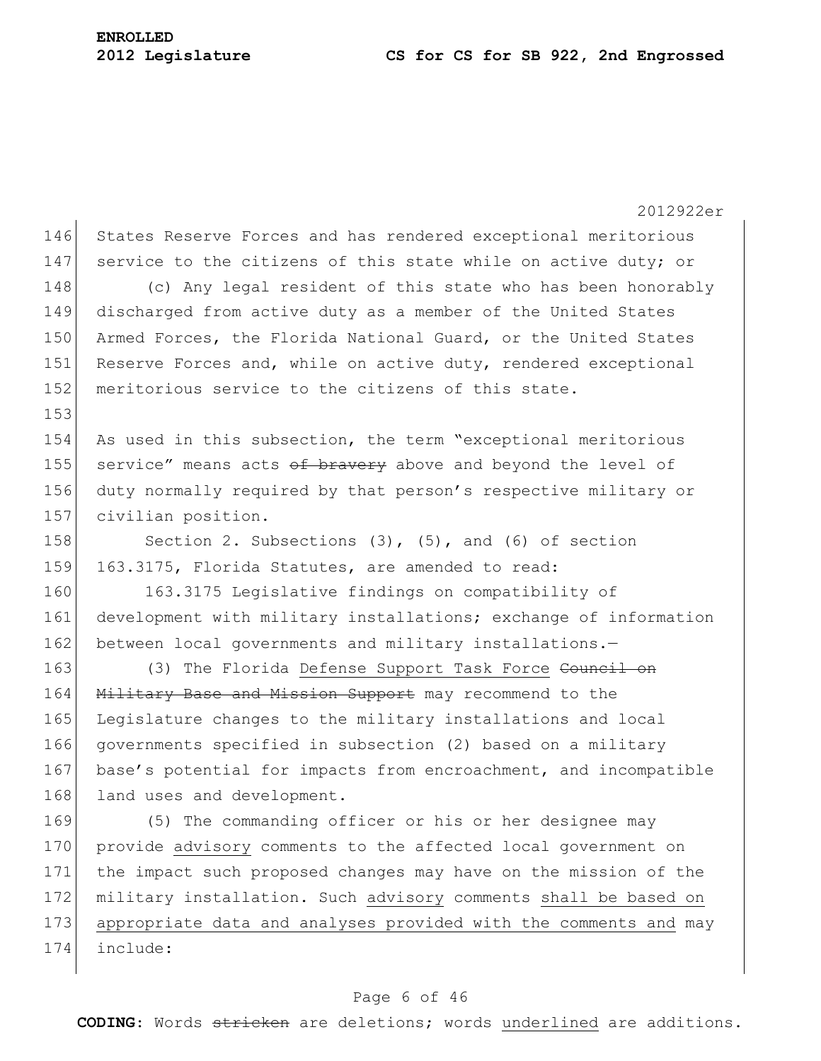States Reserve Forces and has rendered exceptional meritorious service to the citizens of this state while on active duty; or

(c) Any legal resident of this state who has been honorably discharged from active duty as a member of the United States Armed Forces, the Florida National Guard, or the United States Reserve Forces and, while on active duty, rendered exceptional meritorious service to the citizens of this state.

As used in this subsection, the term "exceptional meritorious service" means acts ~~of bravery~~ above and beyond the level of duty normally required by that person's respective military or civilian position.

Section 2. Subsections (3), (5), and (6) of section 163.3175, Florida Statutes, are amended to read:

163.3175 Legislative findings on compatibility of development with military installations; exchange of information between local governments and military installations.—

(3) The Florida <u>Defense Support Task Force</u> ~~Council on Military Base and Mission Support~~ may recommend to the Legislature changes to the military installations and local governments specified in subsection (2) based on a military base's potential for impacts from encroachment, and incompatible land uses and development.

(5) The commanding officer or his or her designee may provide <u>advisory</u> comments to the affected local government on the impact such proposed changes may have on the mission of the military installation. Such <u>advisory</u> comments <u>shall be based on appropriate data and analyses provided with the comments and</u> may include: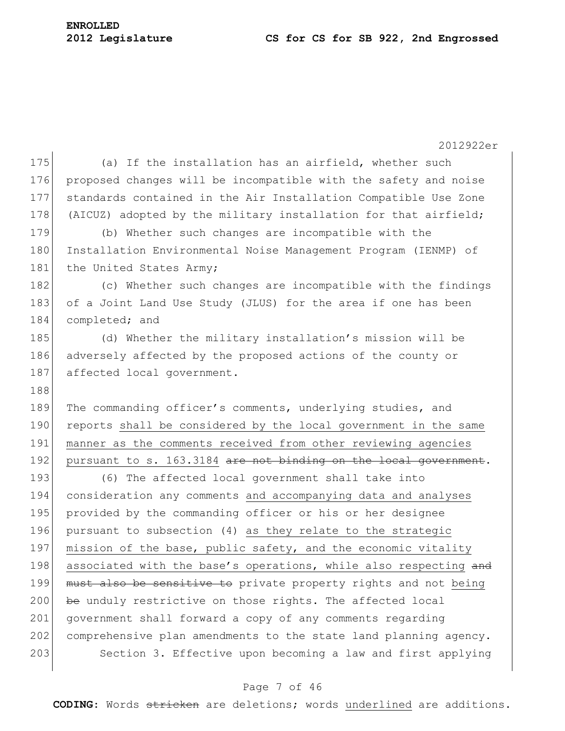(a) If the installation has an airfield, whether such proposed changes will be incompatible with the safety and noise standards contained in the Air Installation Compatible Use Zone (AICUZ) adopted by the military installation for that airfield;

(b) Whether such changes are incompatible with the Installation Environmental Noise Management Program (IENMP) of the United States Army;

(c) Whether such changes are incompatible with the findings of a Joint Land Use Study (JLUS) for the area if one has been completed; and

(d) Whether the military installation's mission will be adversely affected by the proposed actions of the county or affected local government.

The commanding officer's comments, underlying studies, and reports <u>shall be considered by the local government in the same manner as the comments received from other reviewing agencies pursuant to s. 163.3184</u> ~~are not binding on the local government~~.

(6) The affected local government shall take into consideration any comments <u>and accompanying data and analyses</u> provided by the commanding officer or his or her designee pursuant to subsection (4) <u>as they relate to the strategic mission of the base, public safety, and the economic vitality associated with the base's operations, while also respecting</u> ~~and must also be sensitive to~~ private property rights and not <u>being</u> ~~be~~ unduly restrictive on those rights. The affected local government shall forward a copy of any comments regarding comprehensive plan amendments to the state land planning agency.

Section 3. Effective upon becoming a law and first applying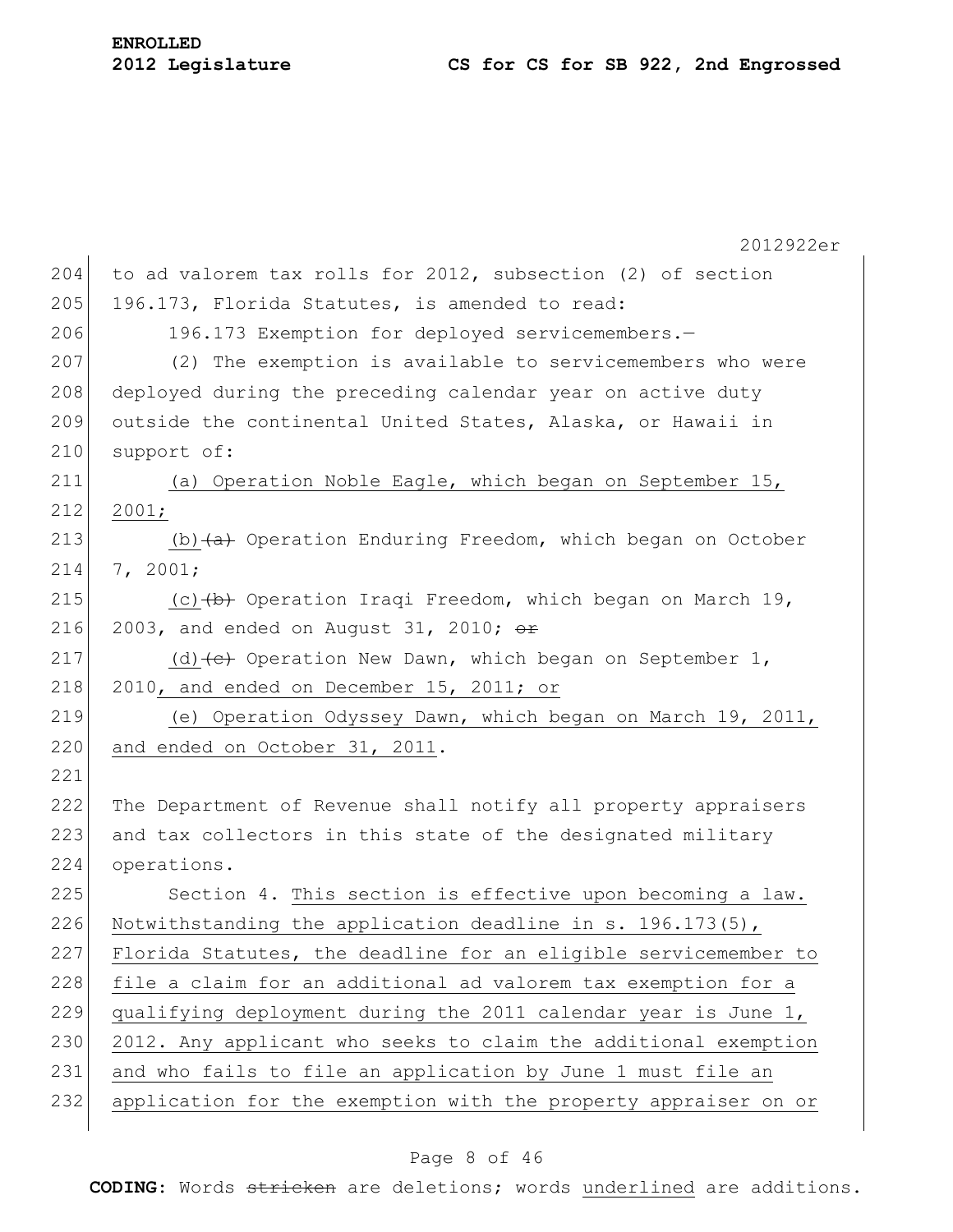to ad valorem tax rolls for 2012, subsection (2) of section 196.173, Florida Statutes, is amended to read:

196.173 Exemption for deployed servicemembers.—

(2) The exemption is available to servicemembers who were deployed during the preceding calendar year on active duty outside the continental United States, Alaska, or Hawaii in support of:

<u>(a) Operation Noble Eagle, which began on September 15, 2001;</u>

<u>(b)</u> ~~(a)~~ Operation Enduring Freedom, which began on October 7, 2001;

<u>(c)</u> ~~(b)~~ Operation Iraqi Freedom, which began on March 19, 2003, and ended on August 31, 2010; ~~or~~

<u>(d)</u> ~~(c)~~ Operation New Dawn, which began on September 1, 2010<u>, and ended on December 15, 2011; or</u>

<u>(e) Operation Odyssey Dawn, which began on March 19, 2011, and ended on October 31, 2011</u>.

The Department of Revenue shall notify all property appraisers and tax collectors in this state of the designated military operations.

Section 4. <u>This section is effective upon becoming a law. Notwithstanding the application deadline in s. 196.173(5), Florida Statutes, the deadline for an eligible servicemember to file a claim for an additional ad valorem tax exemption for a qualifying deployment during the 2011 calendar year is June 1, 2012. Any applicant who seeks to claim the additional exemption and who fails to file an application by June 1 must file an application for the exemption with the property appraiser on or</u>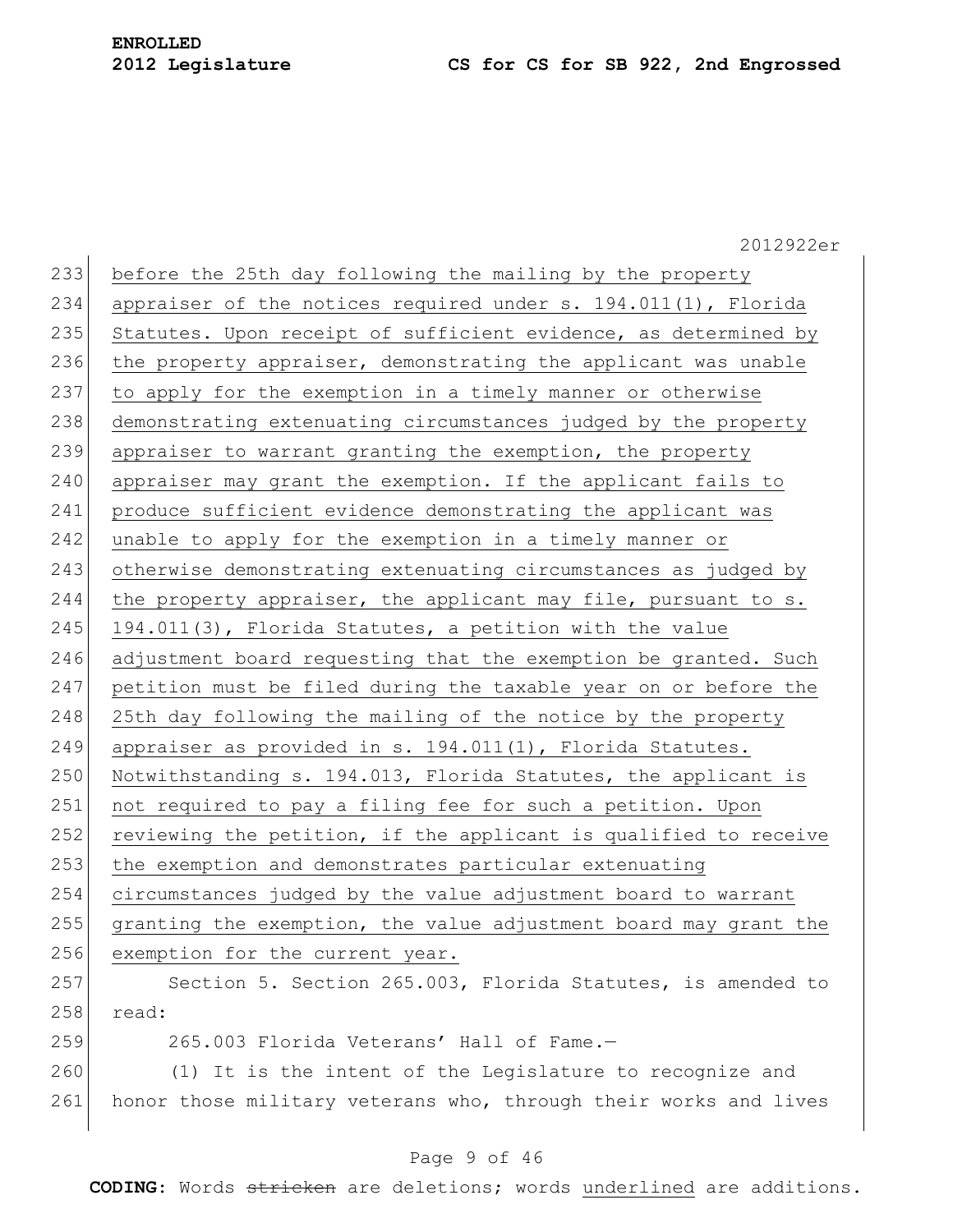before the 25th day following the mailing by the property appraiser of the notices required under s. 194.011(1), Florida Statutes. Upon receipt of sufficient evidence, as determined by the property appraiser, demonstrating the applicant was unable to apply for the exemption in a timely manner or otherwise demonstrating extenuating circumstances judged by the property appraiser to warrant granting the exemption, the property appraiser may grant the exemption. If the applicant fails to produce sufficient evidence demonstrating the applicant was unable to apply for the exemption in a timely manner or otherwise demonstrating extenuating circumstances as judged by the property appraiser, the applicant may file, pursuant to s. 194.011(3), Florida Statutes, a petition with the value adjustment board requesting that the exemption be granted. Such petition must be filed during the taxable year on or before the 25th day following the mailing of the notice by the property appraiser as provided in s. 194.011(1), Florida Statutes. Notwithstanding s. 194.013, Florida Statutes, the applicant is not required to pay a filing fee for such a petition. Upon reviewing the petition, if the applicant is qualified to receive the exemption and demonstrates particular extenuating circumstances judged by the value adjustment board to warrant granting the exemption, the value adjustment board may grant the exemption for the current year.

Section 5. Section 265.003, Florida Statutes, is amended to read:

265.003 Florida Veterans' Hall of Fame.—

(1) It is the intent of the Legislature to recognize and honor those military veterans who, through their works and lives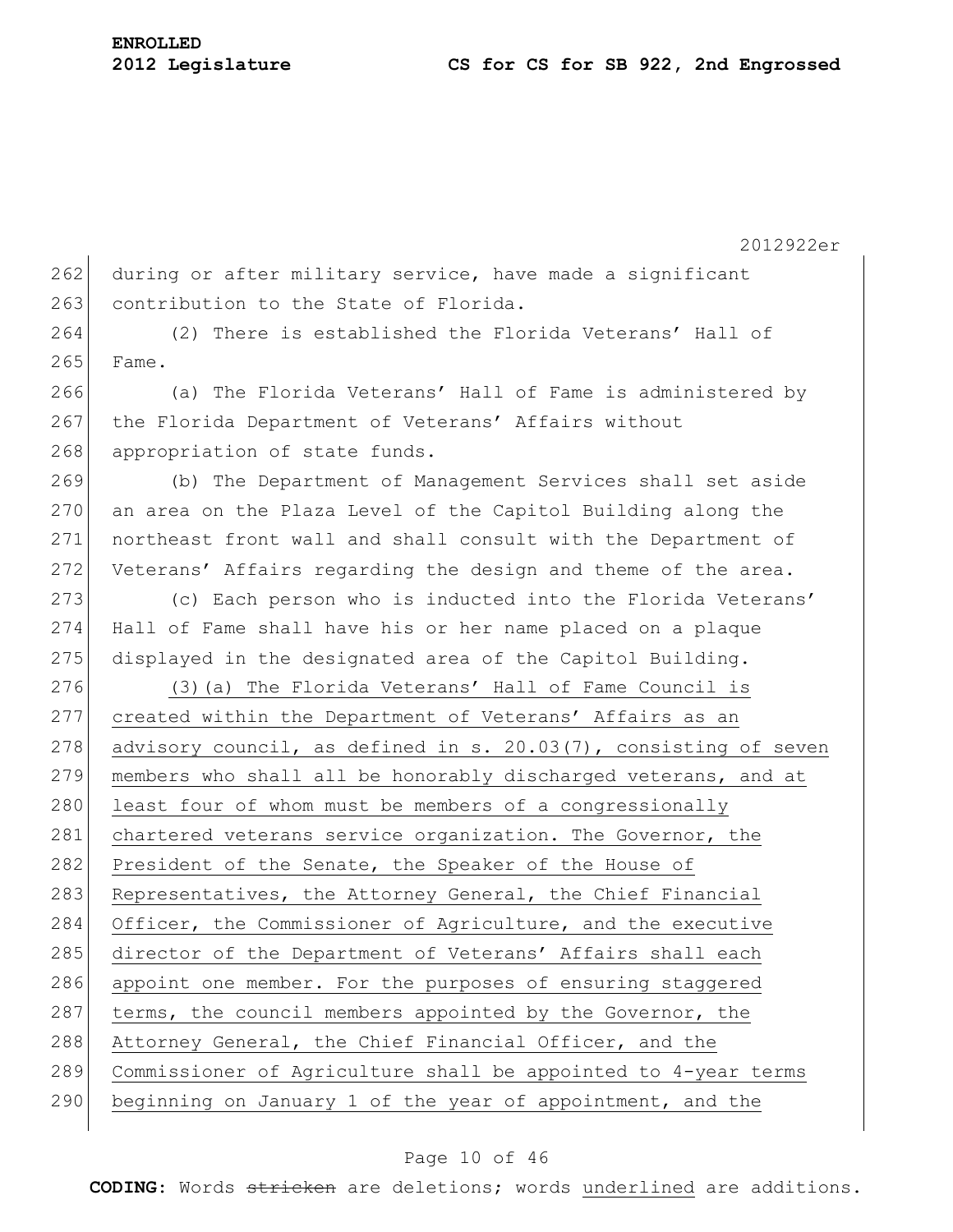during or after military service, have made a significant contribution to the State of Florida.

(2) There is established the Florida Veterans' Hall of Fame.

(a) The Florida Veterans' Hall of Fame is administered by the Florida Department of Veterans' Affairs without appropriation of state funds.

(b) The Department of Management Services shall set aside an area on the Plaza Level of the Capitol Building along the northeast front wall and shall consult with the Department of Veterans' Affairs regarding the design and theme of the area.

(c) Each person who is inducted into the Florida Veterans' Hall of Fame shall have his or her name placed on a plaque displayed in the designated area of the Capitol Building.

<u>(3)(a) The Florida Veterans' Hall of Fame Council is created within the Department of Veterans' Affairs as an advisory council, as defined in s. 20.03(7), consisting of seven members who shall all be honorably discharged veterans, and at least four of whom must be members of a congressionally chartered veterans service organization. The Governor, the President of the Senate, the Speaker of the House of Representatives, the Attorney General, the Chief Financial Officer, the Commissioner of Agriculture, and the executive director of the Department of Veterans' Affairs shall each appoint one member. For the purposes of ensuring staggered terms, the council members appointed by the Governor, the Attorney General, the Chief Financial Officer, and the Commissioner of Agriculture shall be appointed to 4-year terms beginning on January 1 of the year of appointment, and the</u>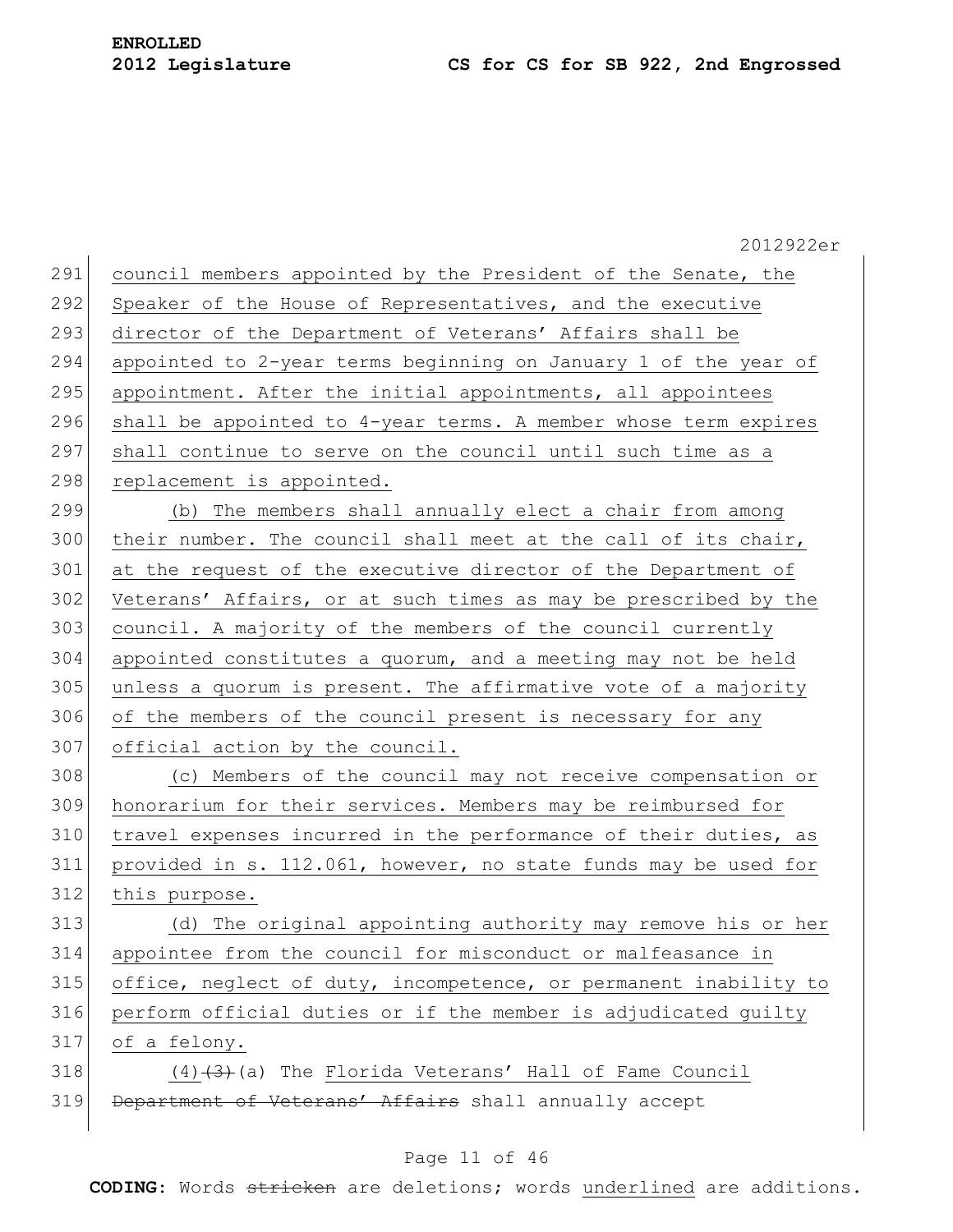council members appointed by the President of the Senate, the Speaker of the House of Representatives, and the executive director of the Department of Veterans' Affairs shall be appointed to 2-year terms beginning on January 1 of the year of appointment. After the initial appointments, all appointees shall be appointed to 4-year terms. A member whose term expires shall continue to serve on the council until such time as a replacement is appointed.

(b) The members shall annually elect a chair from among their number. The council shall meet at the call of its chair, at the request of the executive director of the Department of Veterans' Affairs, or at such times as may be prescribed by the council. A majority of the members of the council currently appointed constitutes a quorum, and a meeting may not be held unless a quorum is present. The affirmative vote of a majority of the members of the council present is necessary for any official action by the council.

(c) Members of the council may not receive compensation or honorarium for their services. Members may be reimbursed for travel expenses incurred in the performance of their duties, as provided in s. 112.061, however, no state funds may be used for this purpose.

(d) The original appointing authority may remove his or her appointee from the council for misconduct or malfeasance in office, neglect of duty, incompetence, or permanent inability to perform official duties or if the member is adjudicated guilty of a felony.

(4)~~(3)~~(a) The Florida Veterans' Hall of Fame Council ~~Department of Veterans' Affairs~~ shall annually accept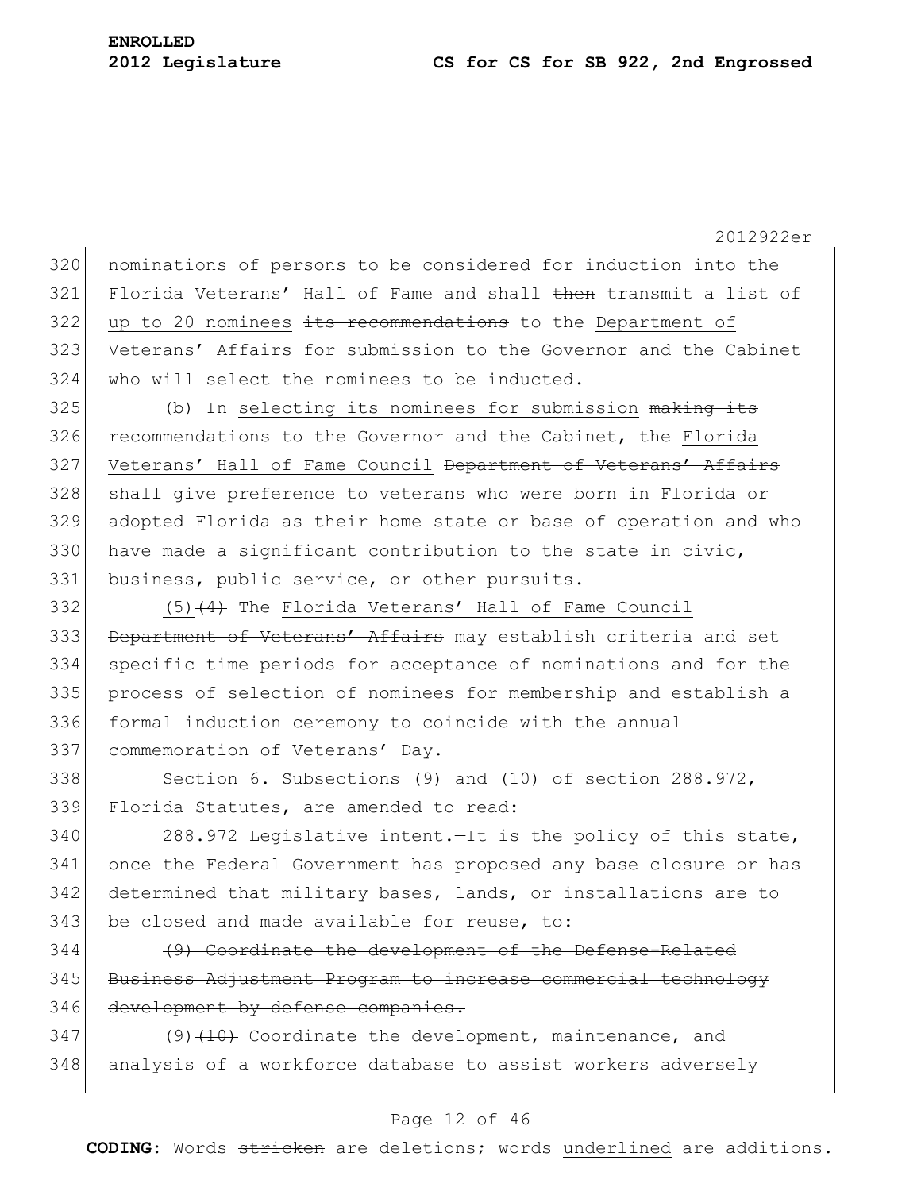nominations of persons to be considered for induction into the Florida Veterans' Hall of Fame and shall ~~then~~ transmit <u>a list of up to 20 nominees</u> ~~its recommendations~~ to the <u>Department of Veterans' Affairs for submission to the</u> Governor and the Cabinet who will select the nominees to be inducted.

(b) In <u>selecting its nominees for submission</u> ~~making its recommendations~~ to the Governor and the Cabinet, the <u>Florida Veterans' Hall of Fame Council</u> ~~Department of Veterans' Affairs~~ shall give preference to veterans who were born in Florida or adopted Florida as their home state or base of operation and who have made a significant contribution to the state in civic, business, public service, or other pursuits.

<u>(5)</u>~~(4)~~ The <u>Florida Veterans' Hall of Fame Council</u> ~~Department of Veterans' Affairs~~ may establish criteria and set specific time periods for acceptance of nominations and for the process of selection of nominees for membership and establish a formal induction ceremony to coincide with the annual commemoration of Veterans' Day.

Section 6. Subsections (9) and (10) of section 288.972, Florida Statutes, are amended to read:

288.972 Legislative intent.—It is the policy of this state, once the Federal Government has proposed any base closure or has determined that military bases, lands, or installations are to be closed and made available for reuse, to:

~~(9) Coordinate the development of the Defense-Related Business Adjustment Program to increase commercial technology development by defense companies.~~

<u>(9)</u>~~(10)~~ Coordinate the development, maintenance, and analysis of a workforce database to assist workers adversely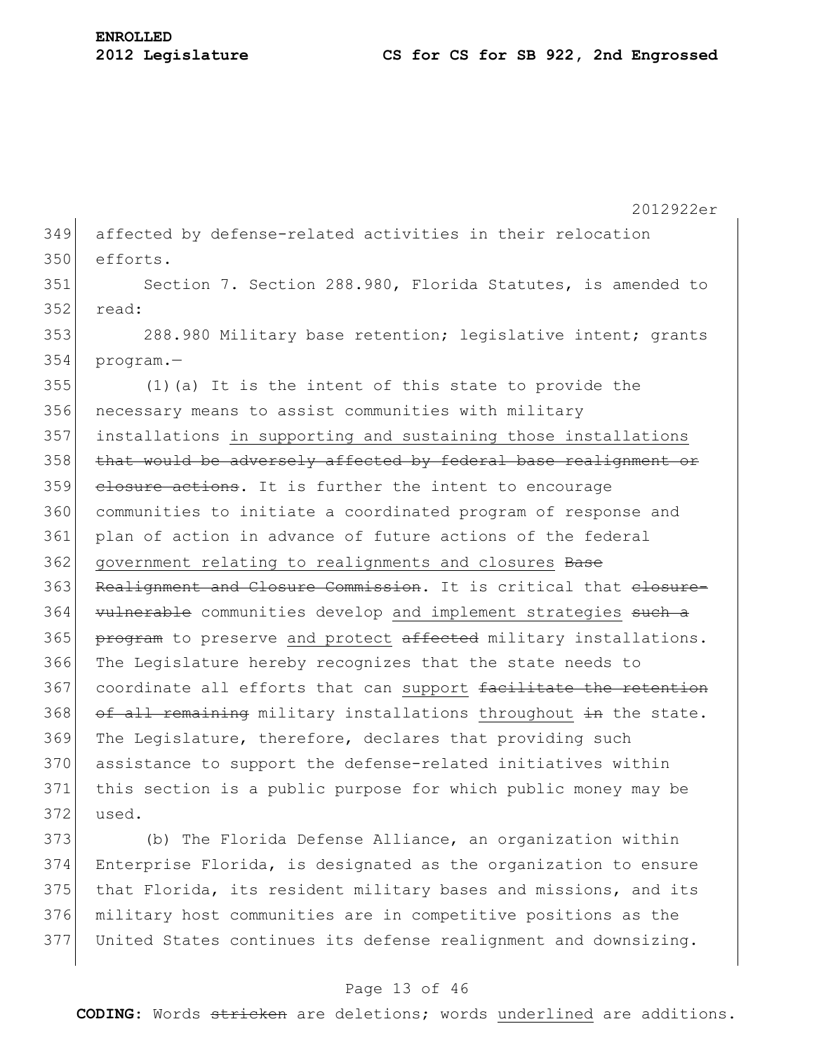affected by defense-related activities in their relocation efforts.

Section 7. Section 288.980, Florida Statutes, is amended to read:

288.980 Military base retention; legislative intent; grants program.—

(1)(a) It is the intent of this state to provide the necessary means to assist communities with military installations <u>in supporting and sustaining those installations</u> ~~that would be adversely affected by federal base realignment or closure actions~~. It is further the intent to encourage communities to initiate a coordinated program of response and plan of action in advance of future actions of the federal <u>government relating to realignments and closures</u> ~~Base Realignment and Closure Commission~~. It is critical that ~~closure-vulnerable~~ communities develop <u>and implement strategies</u> ~~such a program~~ to preserve <u>and protect</u> ~~affected~~ military installations. The Legislature hereby recognizes that the state needs to coordinate all efforts that can <u>support</u> ~~facilitate the retention of all remaining~~ military installations <u>throughout</u> ~~in~~ the state. The Legislature, therefore, declares that providing such assistance to support the defense-related initiatives within this section is a public purpose for which public money may be used.

(b) The Florida Defense Alliance, an organization within Enterprise Florida, is designated as the organization to ensure that Florida, its resident military bases and missions, and its military host communities are in competitive positions as the United States continues its defense realignment and downsizing.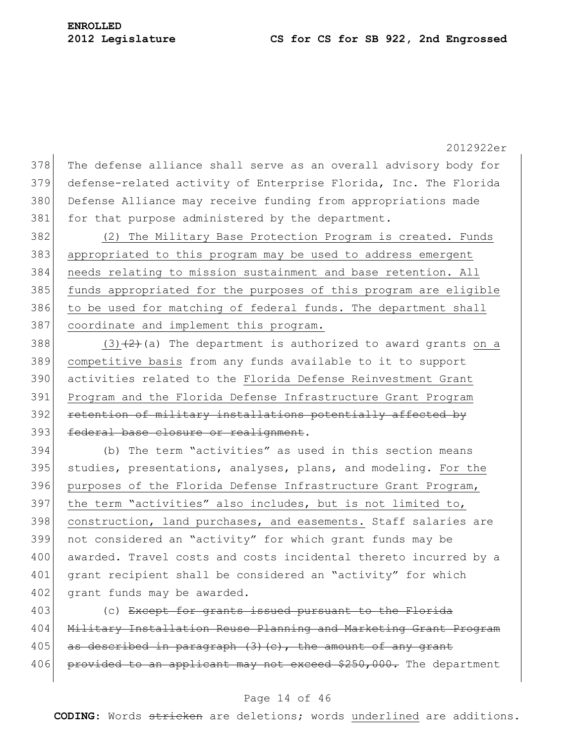The defense alliance shall serve as an overall advisory body for defense-related activity of Enterprise Florida, Inc. The Florida Defense Alliance may receive funding from appropriations made for that purpose administered by the department.

(2) The Military Base Protection Program is created. Funds appropriated to this program may be used to address emergent needs relating to mission sustainment and base retention. All funds appropriated for the purposes of this program are eligible to be used for matching of federal funds. The department shall coordinate and implement this program.

(3)~~(2)~~(a) The department is authorized to award grants on a competitive basis from any funds available to it to support activities related to the Florida Defense Reinvestment Grant Program and the Florida Defense Infrastructure Grant Program ~~retention of military installations potentially affected by federal base closure or realignment~~.

(b) The term "activities" as used in this section means studies, presentations, analyses, plans, and modeling. For the purposes of the Florida Defense Infrastructure Grant Program, the term "activities" also includes, but is not limited to, construction, land purchases, and easements. Staff salaries are not considered an "activity" for which grant funds may be awarded. Travel costs and costs incidental thereto incurred by a grant recipient shall be considered an "activity" for which grant funds may be awarded.

(c) ~~Except for grants issued pursuant to the Florida Military Installation Reuse Planning and Marketing Grant Program as described in paragraph (3)(c), the amount of any grant provided to an applicant may not exceed $250,000.~~ The department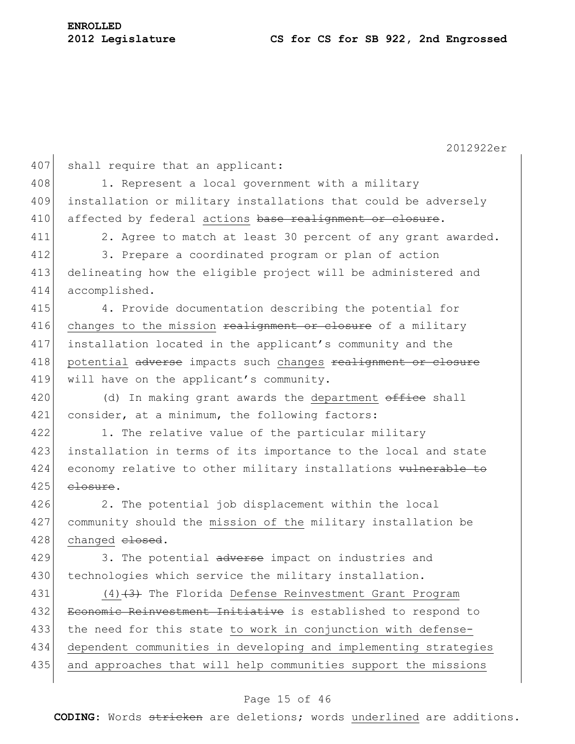shall require that an applicant:

1. Represent a local government with a military installation or military installations that could be adversely affected by federal <u>actions</u> ~~base realignment or closure~~.

2. Agree to match at least 30 percent of any grant awarded.

3. Prepare a coordinated program or plan of action delineating how the eligible project will be administered and accomplished.

4. Provide documentation describing the potential for <u>changes to the mission</u> ~~realignment or closure~~ of a military installation located in the applicant's community and the <u>potential</u> ~~adverse~~ impacts such <u>changes</u> ~~realignment or closure~~ will have on the applicant's community.

(d) In making grant awards the <u>department</u> ~~office~~ shall consider, at a minimum, the following factors:

1. The relative value of the particular military installation in terms of its importance to the local and state economy relative to other military installations ~~vulnerable to closure~~.

2. The potential job displacement within the local community should the <u>mission of the</u> military installation be <u>changed</u> ~~closed~~.

3. The potential ~~adverse~~ impact on industries and technologies which service the military installation.

<u>(4)</u>~~(3)~~ The Florida <u>Defense Reinvestment Grant Program</u> ~~Economic Reinvestment Initiative~~ is established to respond to the need for this state <u>to work in conjunction with defense-dependent communities in developing and implementing strategies and approaches that will help communities support the missions</u>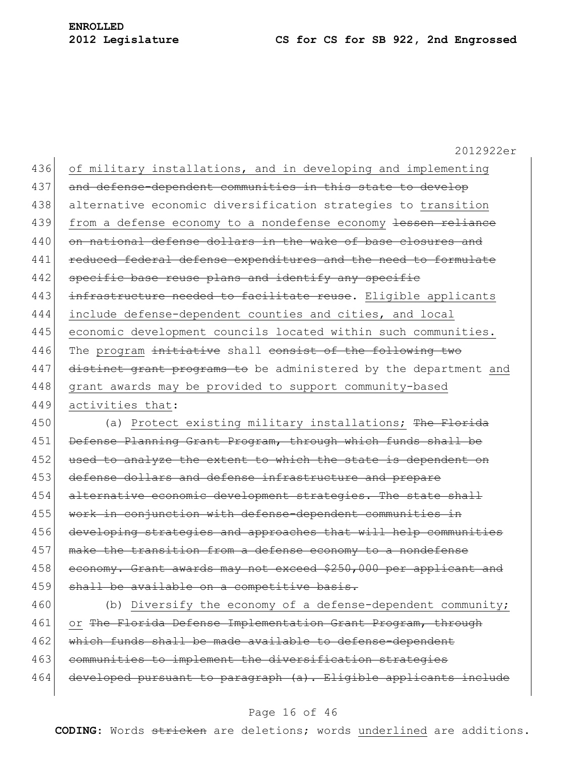of military installations, and in developing and implementing ~~and defense-dependent communities in this state to develop~~ alternative economic diversification strategies to <u>transition from a defense economy to a nondefense economy</u> ~~lessen reliance on national defense dollars in the wake of base closures and reduced federal defense expenditures and the need to formulate specific base reuse plans and identify any specific infrastructure needed to facilitate reuse~~. <u>Eligible applicants include defense-dependent counties and cities, and local economic development councils located within such communities.</u> The <u>program</u> ~~initiative~~ shall ~~consist of the following two distinct grant programs to~~ be administered by the department <u>and grant awards may be provided to support community-based activities that</u>:

(a) <u>Protect existing military installations;</u> ~~The Florida Defense Planning Grant Program, through which funds shall be used to analyze the extent to which the state is dependent on defense dollars and defense infrastructure and prepare alternative economic development strategies. The state shall work in conjunction with defense-dependent communities in developing strategies and approaches that will help communities make the transition from a defense economy to a nondefense economy. Grant awards may not exceed $250,000 per applicant and shall be available on a competitive basis.~~

(b) <u>Diversify the economy of a defense-dependent community; or</u> ~~The Florida Defense Implementation Grant Program, through which funds shall be made available to defense-dependent communities to implement the diversification strategies developed pursuant to paragraph (a). Eligible applicants include~~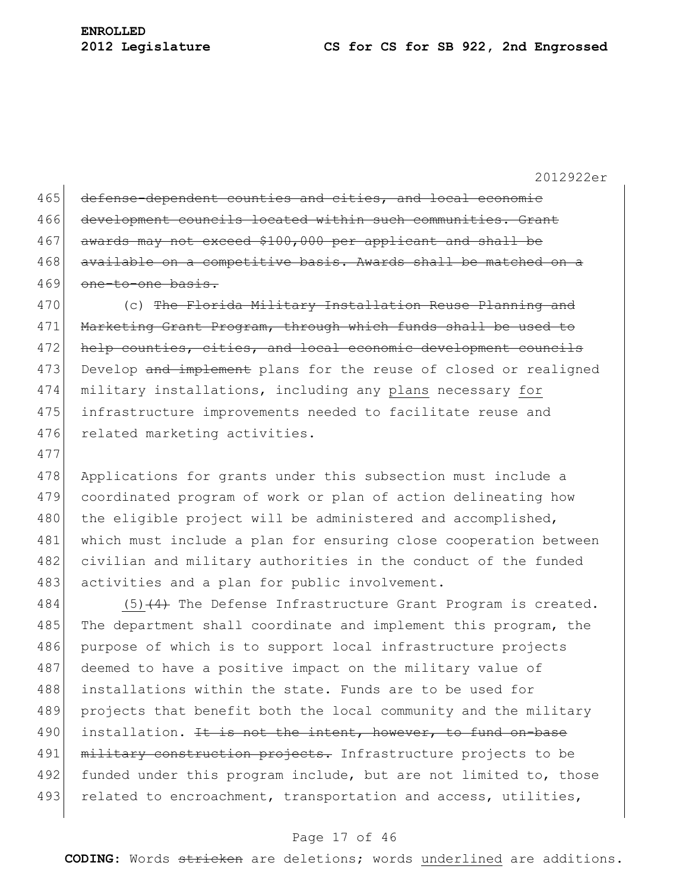~~defense-dependent counties and cities, and local economic development councils located within such communities. Grant awards may not exceed $100,000 per applicant and shall be available on a competitive basis. Awards shall be matched on a one-to-one basis.~~

(c) ~~The Florida Military Installation Reuse Planning and Marketing Grant Program, through which funds shall be used to help counties, cities, and local economic development councils~~ Develop ~~and implement~~ plans for the reuse of closed or realigned military installations, including any <u>plans</u> necessary <u>for</u> infrastructure improvements needed to facilitate reuse and related marketing activities.

Applications for grants under this subsection must include a coordinated program of work or plan of action delineating how the eligible project will be administered and accomplished, which must include a plan for ensuring close cooperation between civilian and military authorities in the conduct of the funded activities and a plan for public involvement.

<u>(5)</u>~~(4)~~ The Defense Infrastructure Grant Program is created. The department shall coordinate and implement this program, the purpose of which is to support local infrastructure projects deemed to have a positive impact on the military value of installations within the state. Funds are to be used for projects that benefit both the local community and the military installation. ~~It is not the intent, however, to fund on-base military construction projects.~~ Infrastructure projects to be funded under this program include, but are not limited to, those related to encroachment, transportation and access, utilities,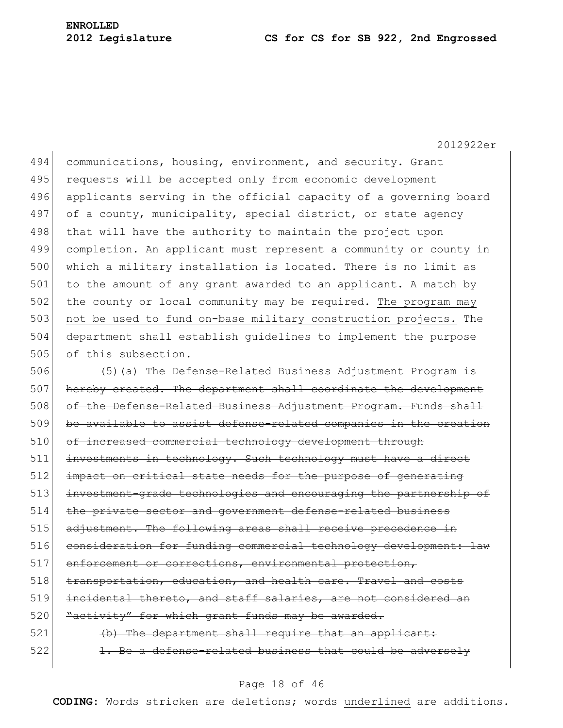communications, housing, environment, and security. Grant requests will be accepted only from economic development applicants serving in the official capacity of a governing board of a county, municipality, special district, or state agency that will have the authority to maintain the project upon completion. An applicant must represent a community or county in which a military installation is located. There is no limit as to the amount of any grant awarded to an applicant. A match by the county or local community may be required. <u>The program may not be used to fund on-base military construction projects.</u> The department shall establish guidelines to implement the purpose of this subsection.

~~(5)(a) The Defense-Related Business Adjustment Program is hereby created. The department shall coordinate the development of the Defense-Related Business Adjustment Program. Funds shall be available to assist defense-related companies in the creation of increased commercial technology development through investments in technology. Such technology must have a direct impact on critical state needs for the purpose of generating investment-grade technologies and encouraging the partnership of the private sector and government defense-related business adjustment. The following areas shall receive precedence in consideration for funding commercial technology development: law enforcement or corrections, environmental protection, transportation, education, and health care. Travel and costs incidental thereto, and staff salaries, are not considered an "activity" for which grant funds may be awarded.~~

~~(b) The department shall require that an applicant:~~

~~1. Be a defense-related business that could be adversely~~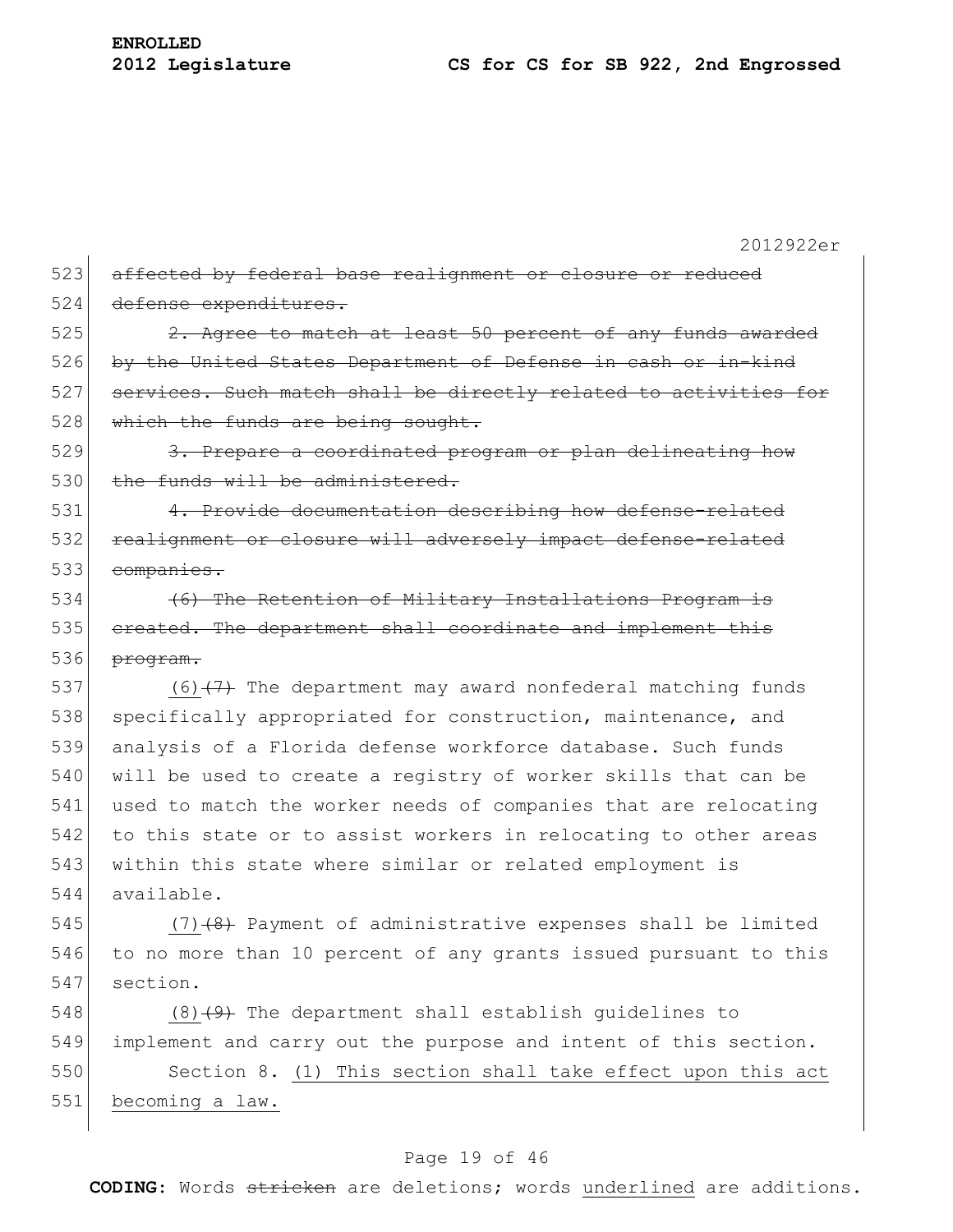523 ~~affected by federal base realignment or closure or reduced~~
524 ~~defense expenditures.~~

525 ~~2. Agree to match at least 50 percent of any funds awarded~~
526 ~~by the United States Department of Defense in cash or in-kind~~
527 ~~services. Such match shall be directly related to activities for~~
528 ~~which the funds are being sought.~~

529 ~~3. Prepare a coordinated program or plan delineating how~~
530 ~~the funds will be administered.~~

531 ~~4. Provide documentation describing how defense-related~~
532 ~~realignment or closure will adversely impact defense-related~~
533 ~~companies.~~

534 ~~(6) The Retention of Military Installations Program is~~
535 ~~created. The department shall coordinate and implement this~~
536 ~~program.~~

537 <u>(6)</u>~~(7)~~ The department may award nonfederal matching funds
538 specifically appropriated for construction, maintenance, and
539 analysis of a Florida defense workforce database. Such funds
540 will be used to create a registry of worker skills that can be
541 used to match the worker needs of companies that are relocating
542 to this state or to assist workers in relocating to other areas
543 within this state where similar or related employment is
544 available.

545 <u>(7)</u>~~(8)~~ Payment of administrative expenses shall be limited
546 to no more than 10 percent of any grants issued pursuant to this
547 section.

548 <u>(8)</u>~~(9)~~ The department shall establish guidelines to
549 implement and carry out the purpose and intent of this section.

550 Section 8. <u>(1) This section shall take effect upon this act</u>
551 <u>becoming a law.</u>

**CODING:** Words ~~stricken~~ are deletions; words <u>underlined</u> are additions.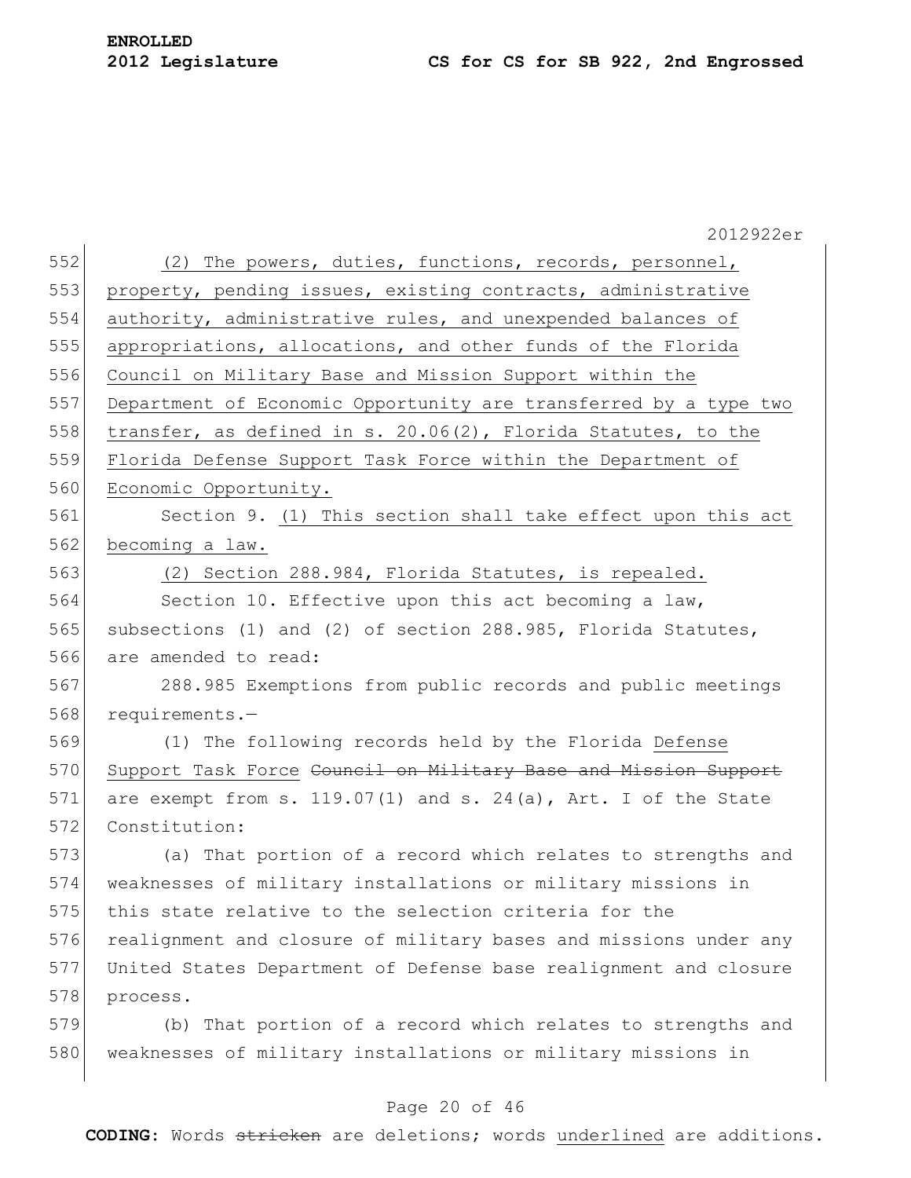(2) The powers, duties, functions, records, personnel, property, pending issues, existing contracts, administrative authority, administrative rules, and unexpended balances of appropriations, allocations, and other funds of the Florida Council on Military Base and Mission Support within the Department of Economic Opportunity are transferred by a type two transfer, as defined in s. 20.06(2), Florida Statutes, to the Florida Defense Support Task Force within the Department of Economic Opportunity.

Section 9. (1) This section shall take effect upon this act becoming a law.

(2) Section 288.984, Florida Statutes, is repealed.

Section 10. Effective upon this act becoming a law, subsections (1) and (2) of section 288.985, Florida Statutes, are amended to read:

288.985 Exemptions from public records and public meetings requirements.—

(1) The following records held by the Florida Defense Support Task Force ~~Council on Military Base and Mission Support~~ are exempt from s. 119.07(1) and s. 24(a), Art. I of the State Constitution:

(a) That portion of a record which relates to strengths and weaknesses of military installations or military missions in this state relative to the selection criteria for the realignment and closure of military bases and missions under any United States Department of Defense base realignment and closure process.

(b) That portion of a record which relates to strengths and weaknesses of military installations or military missions in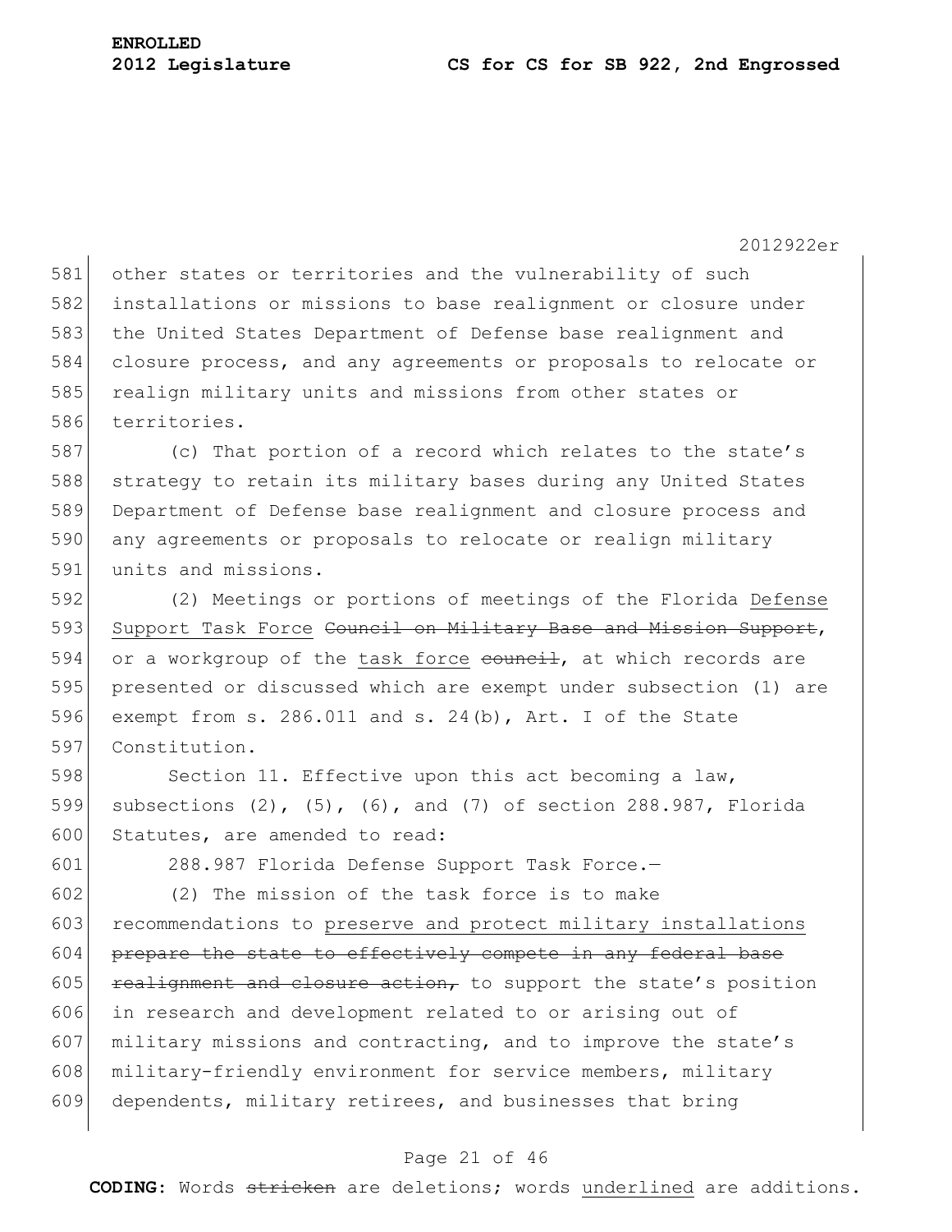other states or territories and the vulnerability of such installations or missions to base realignment or closure under the United States Department of Defense base realignment and closure process, and any agreements or proposals to relocate or realign military units and missions from other states or territories.

(c) That portion of a record which relates to the state's strategy to retain its military bases during any United States Department of Defense base realignment and closure process and any agreements or proposals to relocate or realign military units and missions.

(2) Meetings or portions of meetings of the Florida <u>Defense Support Task Force</u> ~~Council on Military Base and Mission Support~~, or a workgroup of the <u>task force</u> ~~council~~, at which records are presented or discussed which are exempt under subsection (1) are exempt from s. 286.011 and s. 24(b), Art. I of the State Constitution.

Section 11. Effective upon this act becoming a law, subsections (2), (5), (6), and (7) of section 288.987, Florida Statutes, are amended to read:

288.987 Florida Defense Support Task Force.—

(2) The mission of the task force is to make recommendations to <u>preserve and protect military installations</u> ~~prepare the state to effectively compete in any federal base realignment and closure action,~~ to support the state's position in research and development related to or arising out of military missions and contracting, and to improve the state's military-friendly environment for service members, military dependents, military retirees, and businesses that bring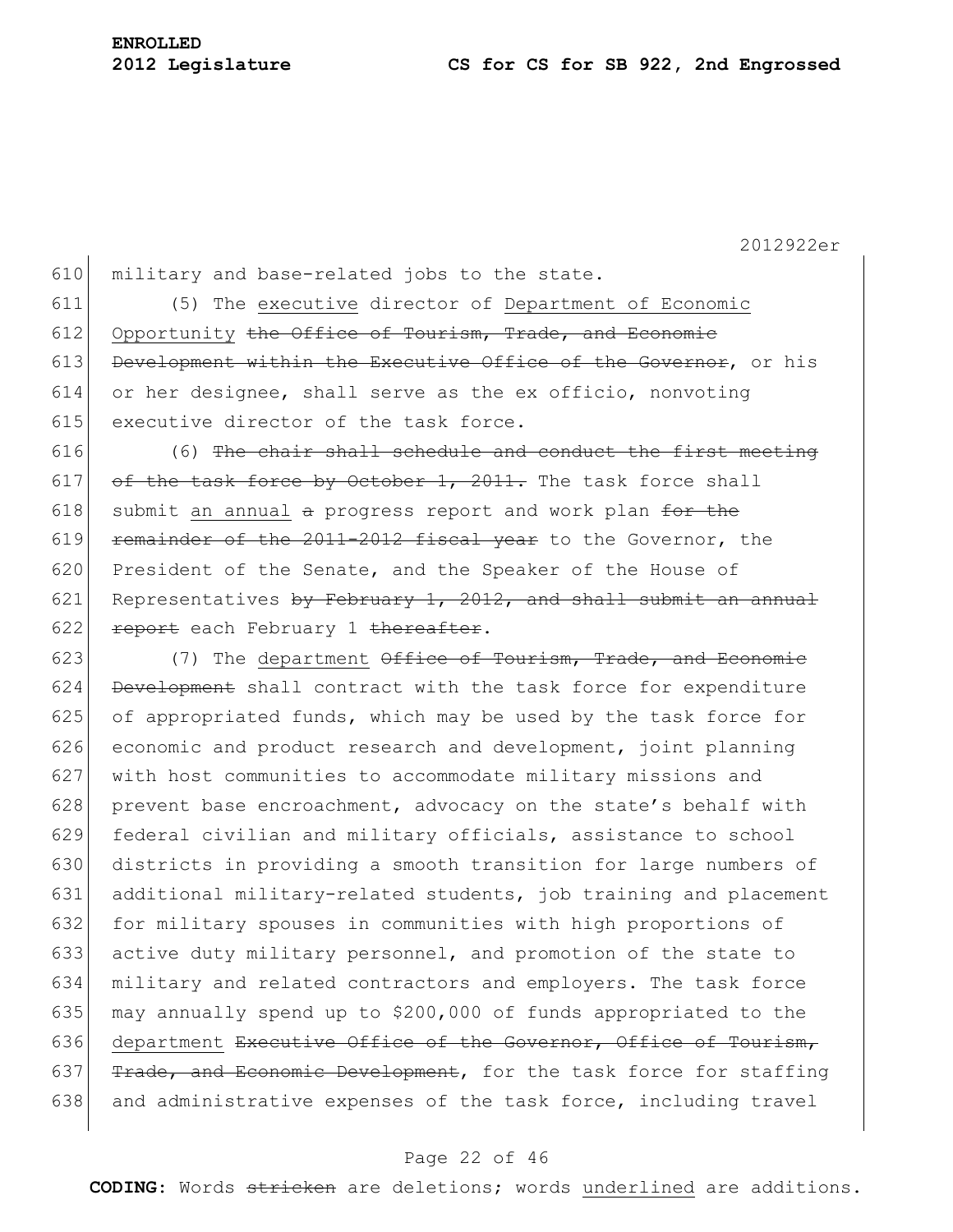military and base-related jobs to the state.

(5) The executive director of Department of Economic Opportunity ~~the Office of Tourism, Trade, and Economic Development within the Executive Office of the Governor~~, or his or her designee, shall serve as the ex officio, nonvoting executive director of the task force.

(6) ~~The chair shall schedule and conduct the first meeting of the task force by October 1, 2011.~~ The task force shall submit an annual ~~a~~ progress report and work plan ~~for the remainder of the 2011-2012 fiscal year~~ to the Governor, the President of the Senate, and the Speaker of the House of Representatives ~~by February 1, 2012, and shall submit an annual report~~ each February 1 ~~thereafter~~.

(7) The department ~~Office of Tourism, Trade, and Economic Development~~ shall contract with the task force for expenditure of appropriated funds, which may be used by the task force for economic and product research and development, joint planning with host communities to accommodate military missions and prevent base encroachment, advocacy on the state's behalf with federal civilian and military officials, assistance to school districts in providing a smooth transition for large numbers of additional military-related students, job training and placement for military spouses in communities with high proportions of active duty military personnel, and promotion of the state to military and related contractors and employers. The task force may annually spend up to $200,000 of funds appropriated to the department ~~Executive Office of the Governor, Office of Tourism, Trade, and Economic Development~~, for the task force for staffing and administrative expenses of the task force, including travel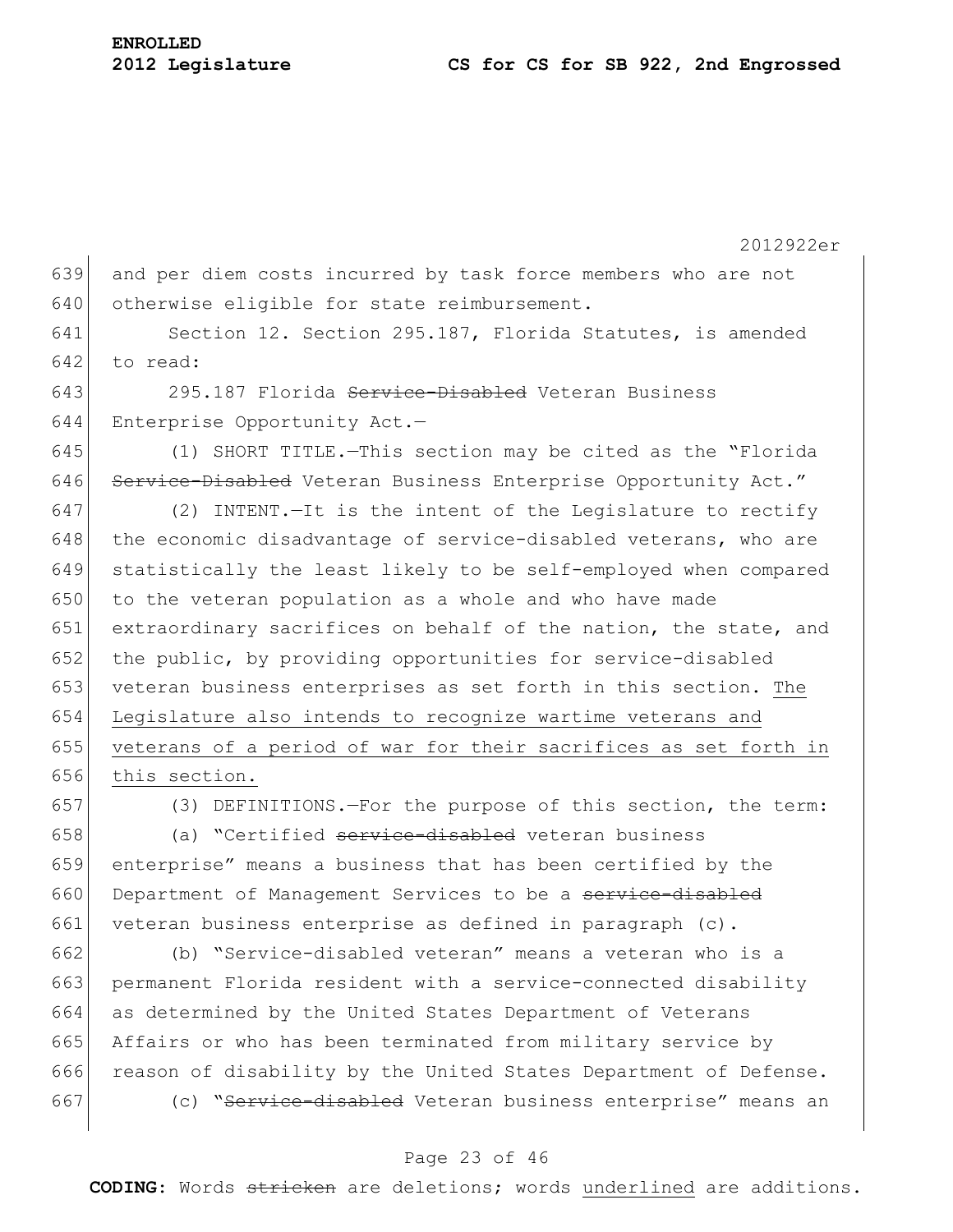and per diem costs incurred by task force members who are not otherwise eligible for state reimbursement.

Section 12. Section 295.187, Florida Statutes, is amended to read:

295.187 Florida ~~Service-Disabled~~ Veteran Business Enterprise Opportunity Act.—

(1) SHORT TITLE.—This section may be cited as the "Florida ~~Service-Disabled~~ Veteran Business Enterprise Opportunity Act."

(2) INTENT.—It is the intent of the Legislature to rectify the economic disadvantage of service-disabled veterans, who are statistically the least likely to be self-employed when compared to the veteran population as a whole and who have made extraordinary sacrifices on behalf of the nation, the state, and the public, by providing opportunities for service-disabled veteran business enterprises as set forth in this section. <u>The Legislature also intends to recognize wartime veterans and veterans of a period of war for their sacrifices as set forth in this section.</u>

(3) DEFINITIONS.—For the purpose of this section, the term:

(a) "Certified ~~service-disabled~~ veteran business enterprise" means a business that has been certified by the Department of Management Services to be a ~~service-disabled~~ veteran business enterprise as defined in paragraph (c).

(b) "Service-disabled veteran" means a veteran who is a permanent Florida resident with a service-connected disability as determined by the United States Department of Veterans Affairs or who has been terminated from military service by reason of disability by the United States Department of Defense.

(c) "~~Service-disabled~~ Veteran business enterprise" means an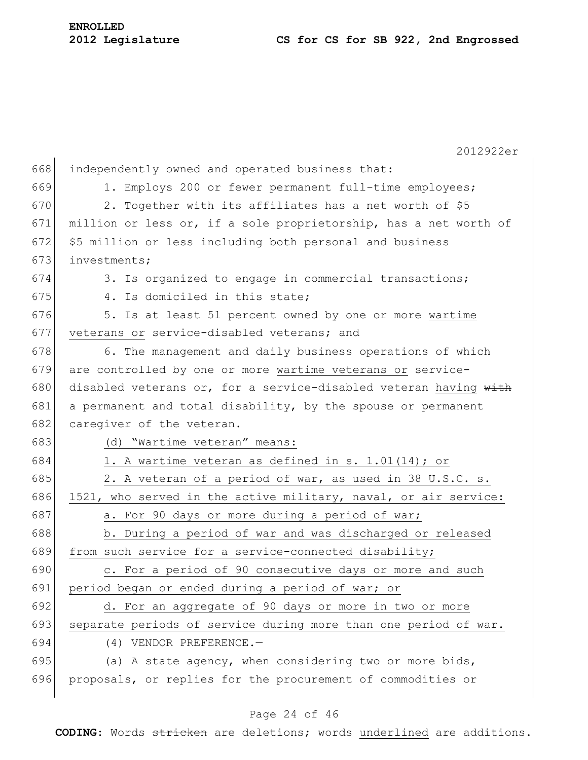independently owned and operated business that:

1. Employs 200 or fewer permanent full-time employees;

2. Together with its affiliates has a net worth of $5 million or less or, if a sole proprietorship, has a net worth of $5 million or less including both personal and business investments;

3. Is organized to engage in commercial transactions;

4. Is domiciled in this state;

5. Is at least 51 percent owned by one or more wartime veterans or service-disabled veterans; and

6. The management and daily business operations of which are controlled by one or more wartime veterans or service-disabled veterans or, for a service-disabled veteran having ~~with~~ a permanent and total disability, by the spouse or permanent caregiver of the veteran.

(d) "Wartime veteran" means:

1. A wartime veteran as defined in s. 1.01(14); or

2. A veteran of a period of war, as used in 38 U.S.C. s. 1521, who served in the active military, naval, or air service:

a. For 90 days or more during a period of war;

b. During a period of war and was discharged or released from such service for a service-connected disability;

c. For a period of 90 consecutive days or more and such period began or ended during a period of war; or

d. For an aggregate of 90 days or more in two or more separate periods of service during more than one period of war.

(4) VENDOR PREFERENCE.—

(a) A state agency, when considering two or more bids, proposals, or replies for the procurement of commodities or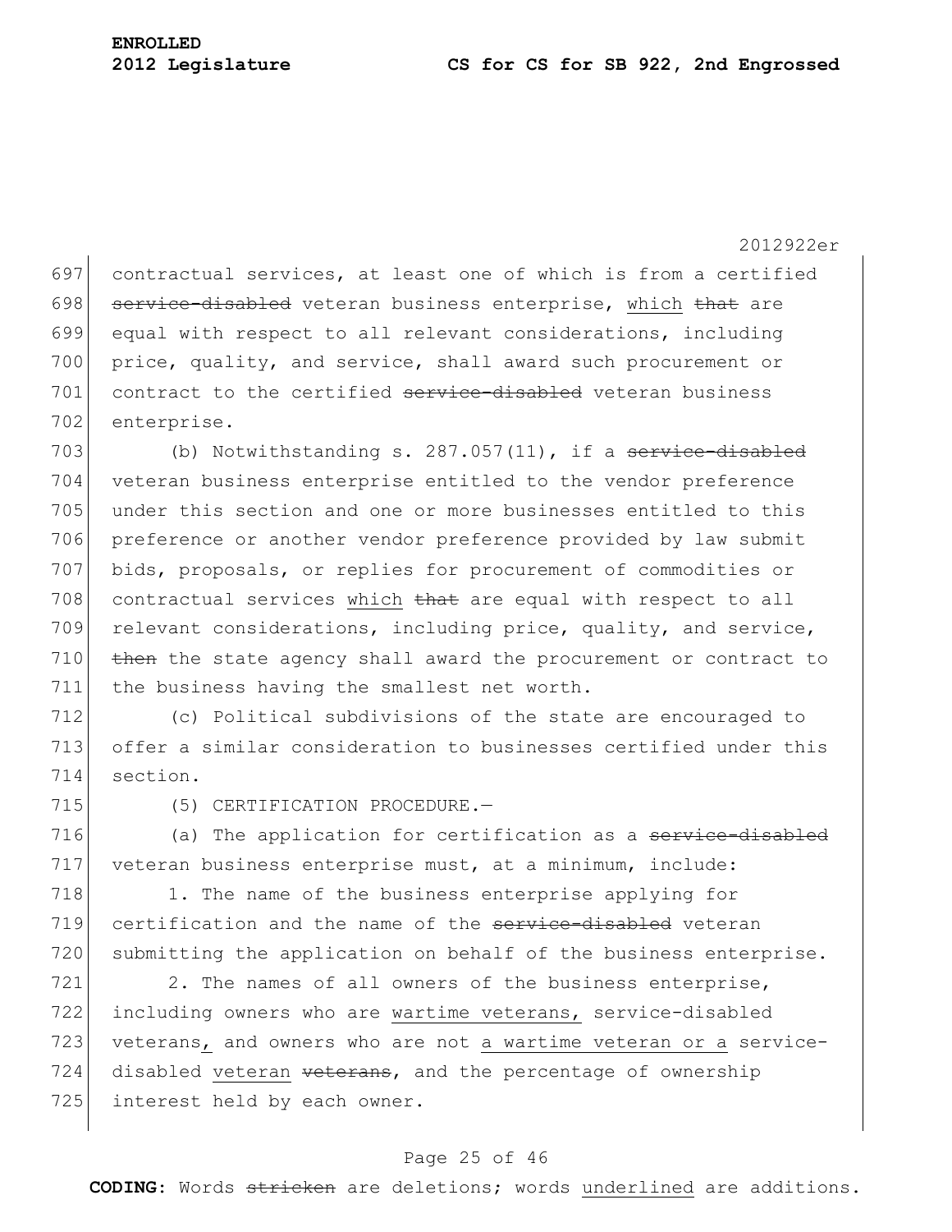contractual services, at least one of which is from a certified ~~service-disabled~~ veteran business enterprise, <u>which</u> ~~that~~ are equal with respect to all relevant considerations, including price, quality, and service, shall award such procurement or contract to the certified ~~service-disabled~~ veteran business enterprise.

(b) Notwithstanding s. 287.057(11), if a ~~service-disabled~~ veteran business enterprise entitled to the vendor preference under this section and one or more businesses entitled to this preference or another vendor preference provided by law submit bids, proposals, or replies for procurement of commodities or contractual services <u>which</u> ~~that~~ are equal with respect to all relevant considerations, including price, quality, and service, ~~then~~ the state agency shall award the procurement or contract to the business having the smallest net worth.

(c) Political subdivisions of the state are encouraged to offer a similar consideration to businesses certified under this section.

(5) CERTIFICATION PROCEDURE.—

(a) The application for certification as a ~~service-disabled~~ veteran business enterprise must, at a minimum, include:

1. The name of the business enterprise applying for certification and the name of the ~~service-disabled~~ veteran submitting the application on behalf of the business enterprise.

2. The names of all owners of the business enterprise, including owners who are <u>wartime veterans,</u> service-disabled veterans<u>,</u> and owners who are not <u>a wartime veteran or a</u> service-disabled <u>veteran</u> ~~veterans~~, and the percentage of ownership interest held by each owner.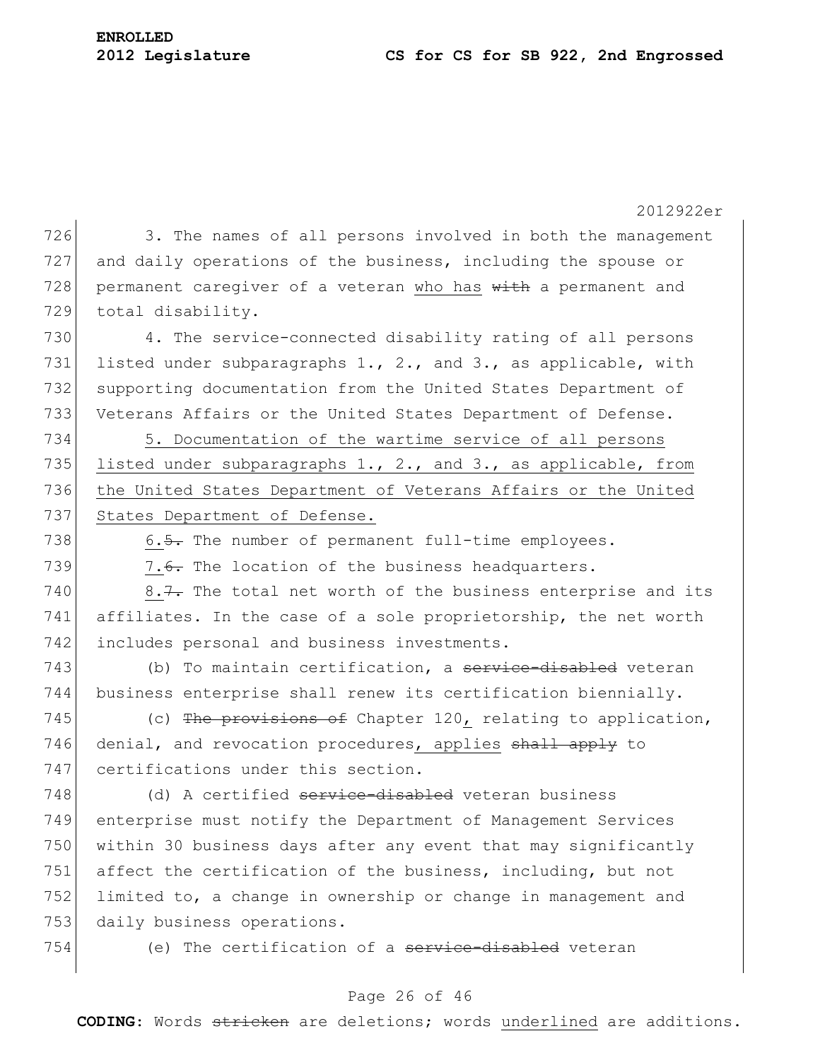3. The names of all persons involved in both the management and daily operations of the business, including the spouse or permanent caregiver of a veteran <u>who has</u> ~~with~~ a permanent and total disability.

4. The service-connected disability rating of all persons listed under subparagraphs 1., 2., and 3., as applicable, with supporting documentation from the United States Department of Veterans Affairs or the United States Department of Defense.

<u>5. Documentation of the wartime service of all persons listed under subparagraphs 1., 2., and 3., as applicable, from the United States Department of Veterans Affairs or the United States Department of Defense.</u>

<u>6.</u>~~5.~~ The number of permanent full-time employees.

<u>7.</u>~~6.~~ The location of the business headquarters.

<u>8.</u>~~7.~~ The total net worth of the business enterprise and its affiliates. In the case of a sole proprietorship, the net worth includes personal and business investments.

(b) To maintain certification, a ~~service-disabled~~ veteran business enterprise shall renew its certification biennially.

(c) ~~The provisions of~~ Chapter 120<u>,</u> relating to application, denial, and revocation procedures<u>, applies</u> ~~shall apply~~ to certifications under this section.

(d) A certified ~~service-disabled~~ veteran business enterprise must notify the Department of Management Services within 30 business days after any event that may significantly affect the certification of the business, including, but not limited to, a change in ownership or change in management and daily business operations.

(e) The certification of a ~~service-disabled~~ veteran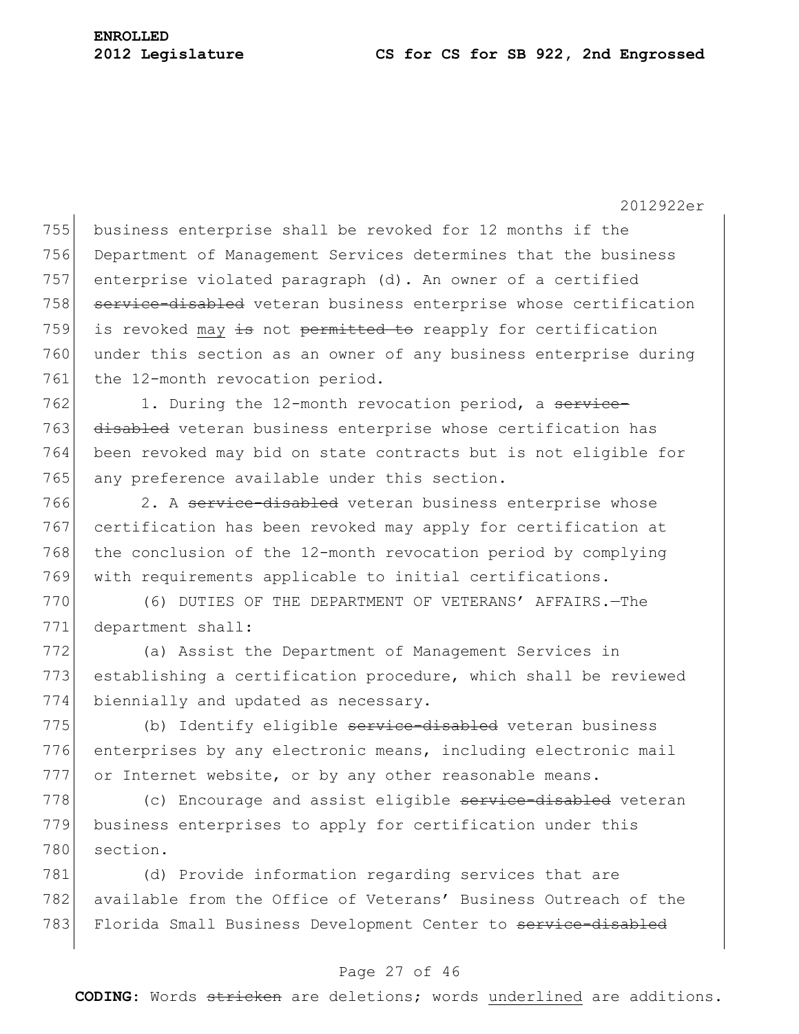business enterprise shall be revoked for 12 months if the Department of Management Services determines that the business enterprise violated paragraph (d). An owner of a certified ~~service-disabled~~ veteran business enterprise whose certification is revoked <u>may</u> ~~is~~ not ~~permitted to~~ reapply for certification under this section as an owner of any business enterprise during the 12-month revocation period.

1. During the 12-month revocation period, a ~~service-disabled~~ veteran business enterprise whose certification has been revoked may bid on state contracts but is not eligible for any preference available under this section.

2. A ~~service-disabled~~ veteran business enterprise whose certification has been revoked may apply for certification at the conclusion of the 12-month revocation period by complying with requirements applicable to initial certifications.

(6) DUTIES OF THE DEPARTMENT OF VETERANS' AFFAIRS.—The department shall:

(a) Assist the Department of Management Services in establishing a certification procedure, which shall be reviewed biennially and updated as necessary.

(b) Identify eligible ~~service-disabled~~ veteran business enterprises by any electronic means, including electronic mail or Internet website, or by any other reasonable means.

(c) Encourage and assist eligible ~~service-disabled~~ veteran business enterprises to apply for certification under this section.

(d) Provide information regarding services that are available from the Office of Veterans' Business Outreach of the Florida Small Business Development Center to ~~service-disabled~~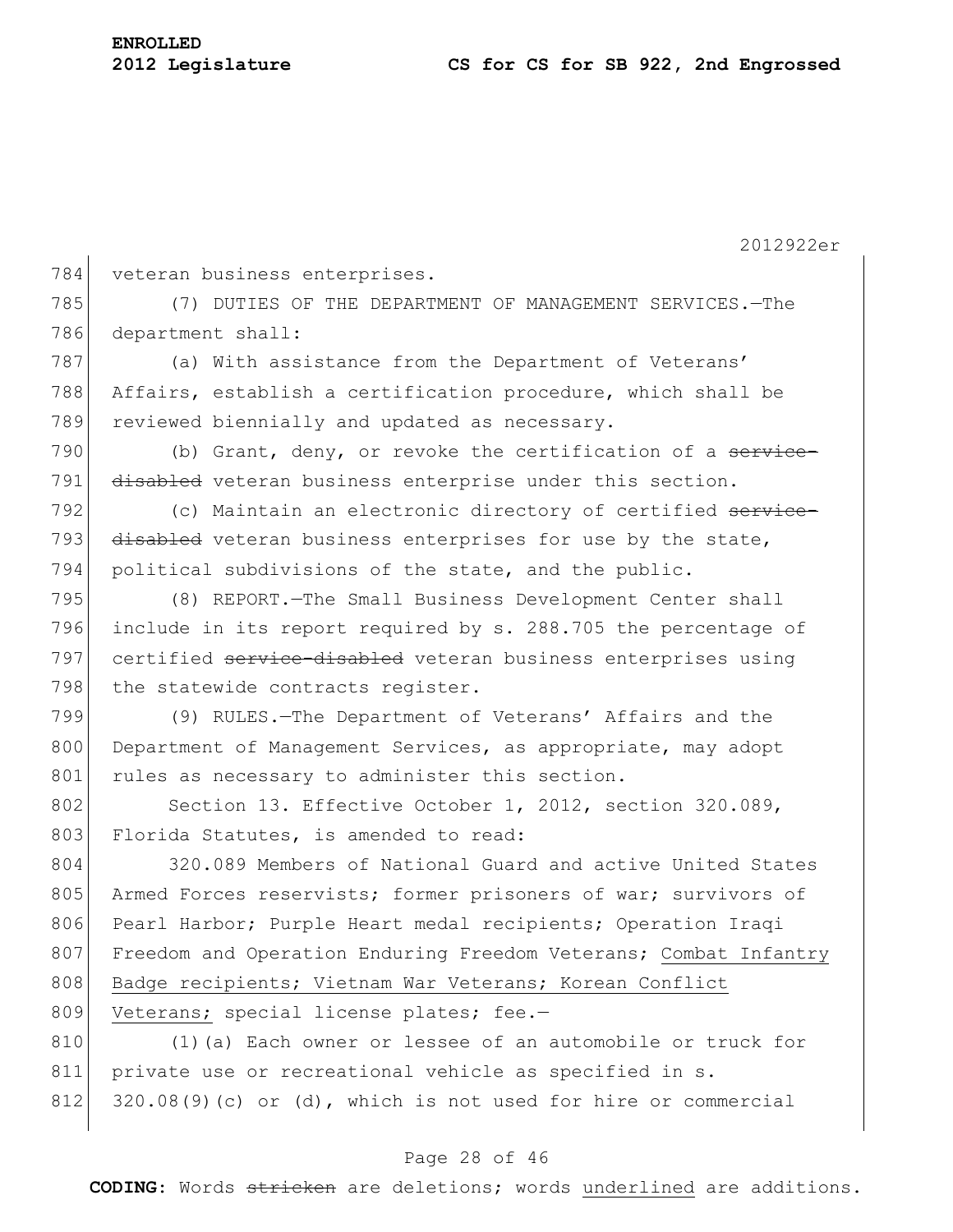veteran business enterprises.

(7) DUTIES OF THE DEPARTMENT OF MANAGEMENT SERVICES.—The department shall:

(a) With assistance from the Department of Veterans' Affairs, establish a certification procedure, which shall be reviewed biennially and updated as necessary.

(b) Grant, deny, or revoke the certification of a ~~service-disabled~~ veteran business enterprise under this section.

(c) Maintain an electronic directory of certified ~~service-disabled~~ veteran business enterprises for use by the state, political subdivisions of the state, and the public.

(8) REPORT.—The Small Business Development Center shall include in its report required by s. 288.705 the percentage of certified ~~service-disabled~~ veteran business enterprises using the statewide contracts register.

(9) RULES.—The Department of Veterans' Affairs and the Department of Management Services, as appropriate, may adopt rules as necessary to administer this section.

Section 13. Effective October 1, 2012, section 320.089, Florida Statutes, is amended to read:

320.089 Members of National Guard and active United States Armed Forces reservists; former prisoners of war; survivors of Pearl Harbor; Purple Heart medal recipients; Operation Iraqi Freedom and Operation Enduring Freedom Veterans; <u>Combat Infantry Badge recipients; Vietnam War Veterans; Korean Conflict Veterans;</u> special license plates; fee.—

(1)(a) Each owner or lessee of an automobile or truck for private use or recreational vehicle as specified in s. 320.08(9)(c) or (d), which is not used for hire or commercial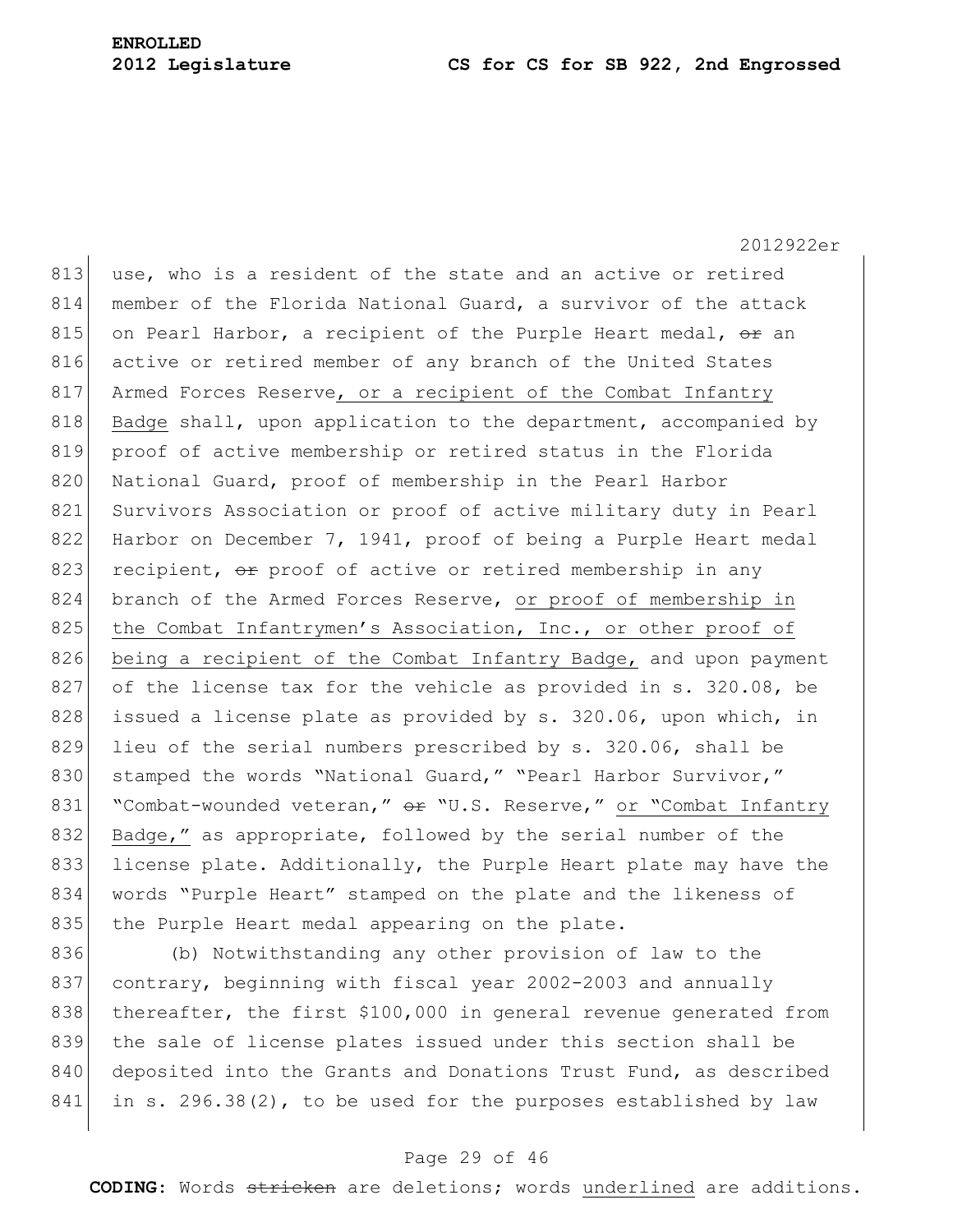use, who is a resident of the state and an active or retired member of the Florida National Guard, a survivor of the attack on Pearl Harbor, a recipient of the Purple Heart medal, ~~or~~ an active or retired member of any branch of the United States Armed Forces Reserve, or a recipient of the Combat Infantry Badge shall, upon application to the department, accompanied by proof of active membership or retired status in the Florida National Guard, proof of membership in the Pearl Harbor Survivors Association or proof of active military duty in Pearl Harbor on December 7, 1941, proof of being a Purple Heart medal recipient, ~~or~~ proof of active or retired membership in any branch of the Armed Forces Reserve, or proof of membership in the Combat Infantrymen's Association, Inc., or other proof of being a recipient of the Combat Infantry Badge, and upon payment of the license tax for the vehicle as provided in s. 320.08, be issued a license plate as provided by s. 320.06, upon which, in lieu of the serial numbers prescribed by s. 320.06, shall be stamped the words "National Guard," "Pearl Harbor Survivor," "Combat-wounded veteran," ~~or~~ "U.S. Reserve," or "Combat Infantry Badge," as appropriate, followed by the serial number of the license plate. Additionally, the Purple Heart plate may have the words "Purple Heart" stamped on the plate and the likeness of the Purple Heart medal appearing on the plate.

(b) Notwithstanding any other provision of law to the contrary, beginning with fiscal year 2002-2003 and annually thereafter, the first $100,000 in general revenue generated from the sale of license plates issued under this section shall be deposited into the Grants and Donations Trust Fund, as described in s. 296.38(2), to be used for the purposes established by law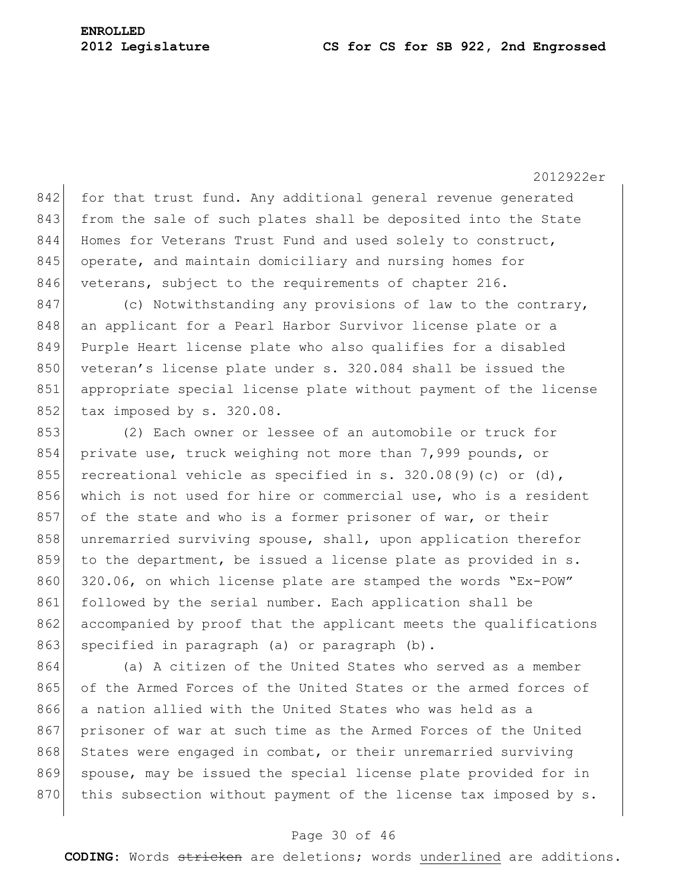for that trust fund. Any additional general revenue generated from the sale of such plates shall be deposited into the State Homes for Veterans Trust Fund and used solely to construct, operate, and maintain domiciliary and nursing homes for veterans, subject to the requirements of chapter 216.

(c) Notwithstanding any provisions of law to the contrary, an applicant for a Pearl Harbor Survivor license plate or a Purple Heart license plate who also qualifies for a disabled veteran's license plate under s. 320.084 shall be issued the appropriate special license plate without payment of the license tax imposed by s. 320.08.

(2) Each owner or lessee of an automobile or truck for private use, truck weighing not more than 7,999 pounds, or recreational vehicle as specified in s. 320.08(9)(c) or (d), which is not used for hire or commercial use, who is a resident of the state and who is a former prisoner of war, or their unremarried surviving spouse, shall, upon application therefor to the department, be issued a license plate as provided in s. 320.06, on which license plate are stamped the words "Ex-POW" followed by the serial number. Each application shall be accompanied by proof that the applicant meets the qualifications specified in paragraph (a) or paragraph (b).

(a) A citizen of the United States who served as a member of the Armed Forces of the United States or the armed forces of a nation allied with the United States who was held as a prisoner of war at such time as the Armed Forces of the United States were engaged in combat, or their unremarried surviving spouse, may be issued the special license plate provided for in this subsection without payment of the license tax imposed by s.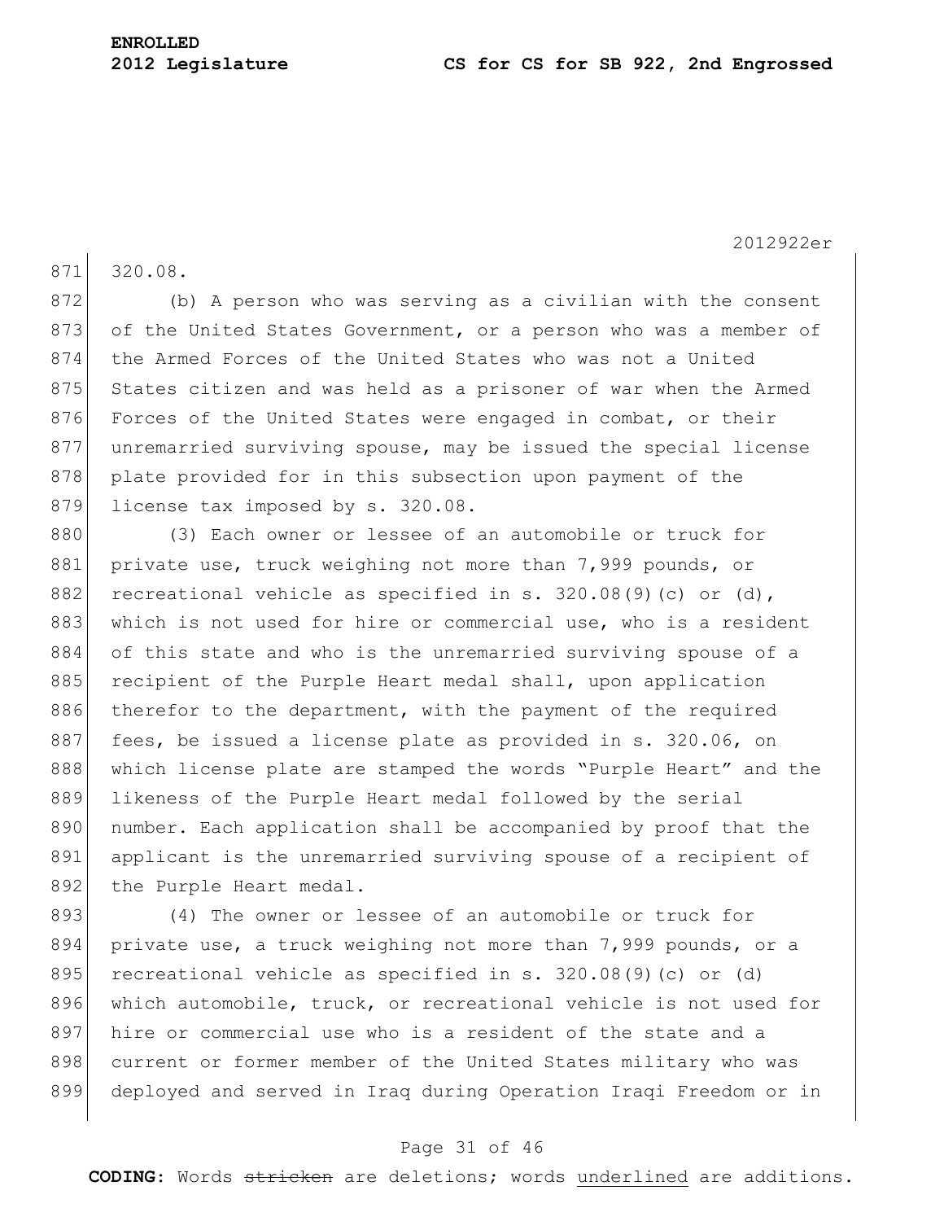320.08.

(b) A person who was serving as a civilian with the consent of the United States Government, or a person who was a member of the Armed Forces of the United States who was not a United States citizen and was held as a prisoner of war when the Armed Forces of the United States were engaged in combat, or their unremarried surviving spouse, may be issued the special license plate provided for in this subsection upon payment of the license tax imposed by s. 320.08.

(3) Each owner or lessee of an automobile or truck for private use, truck weighing not more than 7,999 pounds, or recreational vehicle as specified in s. 320.08(9)(c) or (d), which is not used for hire or commercial use, who is a resident of this state and who is the unremarried surviving spouse of a recipient of the Purple Heart medal shall, upon application therefor to the department, with the payment of the required fees, be issued a license plate as provided in s. 320.06, on which license plate are stamped the words "Purple Heart" and the likeness of the Purple Heart medal followed by the serial number. Each application shall be accompanied by proof that the applicant is the unremarried surviving spouse of a recipient of the Purple Heart medal.

(4) The owner or lessee of an automobile or truck for private use, a truck weighing not more than 7,999 pounds, or a recreational vehicle as specified in s. 320.08(9)(c) or (d) which automobile, truck, or recreational vehicle is not used for hire or commercial use who is a resident of the state and a current or former member of the United States military who was deployed and served in Iraq during Operation Iraqi Freedom or in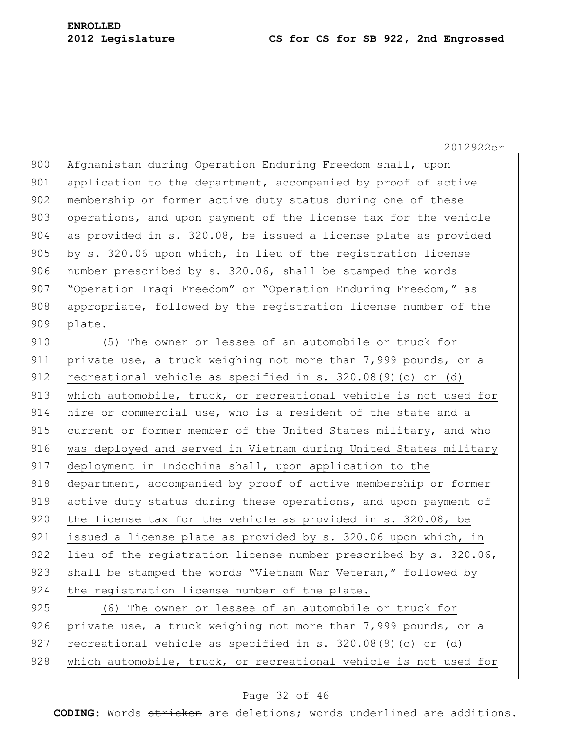Afghanistan during Operation Enduring Freedom shall, upon application to the department, accompanied by proof of active membership or former active duty status during one of these operations, and upon payment of the license tax for the vehicle as provided in s. 320.08, be issued a license plate as provided by s. 320.06 upon which, in lieu of the registration license number prescribed by s. 320.06, shall be stamped the words "Operation Iraqi Freedom" or "Operation Enduring Freedom," as appropriate, followed by the registration license number of the plate.

<u>(5) The owner or lessee of an automobile or truck for private use, a truck weighing not more than 7,999 pounds, or a recreational vehicle as specified in s. 320.08(9)(c) or (d) which automobile, truck, or recreational vehicle is not used for hire or commercial use, who is a resident of the state and a current or former member of the United States military, and who was deployed and served in Vietnam during United States military deployment in Indochina shall, upon application to the department, accompanied by proof of active membership or former active duty status during these operations, and upon payment of the license tax for the vehicle as provided in s. 320.08, be issued a license plate as provided by s. 320.06 upon which, in lieu of the registration license number prescribed by s. 320.06, shall be stamped the words "Vietnam War Veteran," followed by the registration license number of the plate.</u>

<u>(6) The owner or lessee of an automobile or truck for private use, a truck weighing not more than 7,999 pounds, or a recreational vehicle as specified in s. 320.08(9)(c) or (d) which automobile, truck, or recreational vehicle is not used for</u>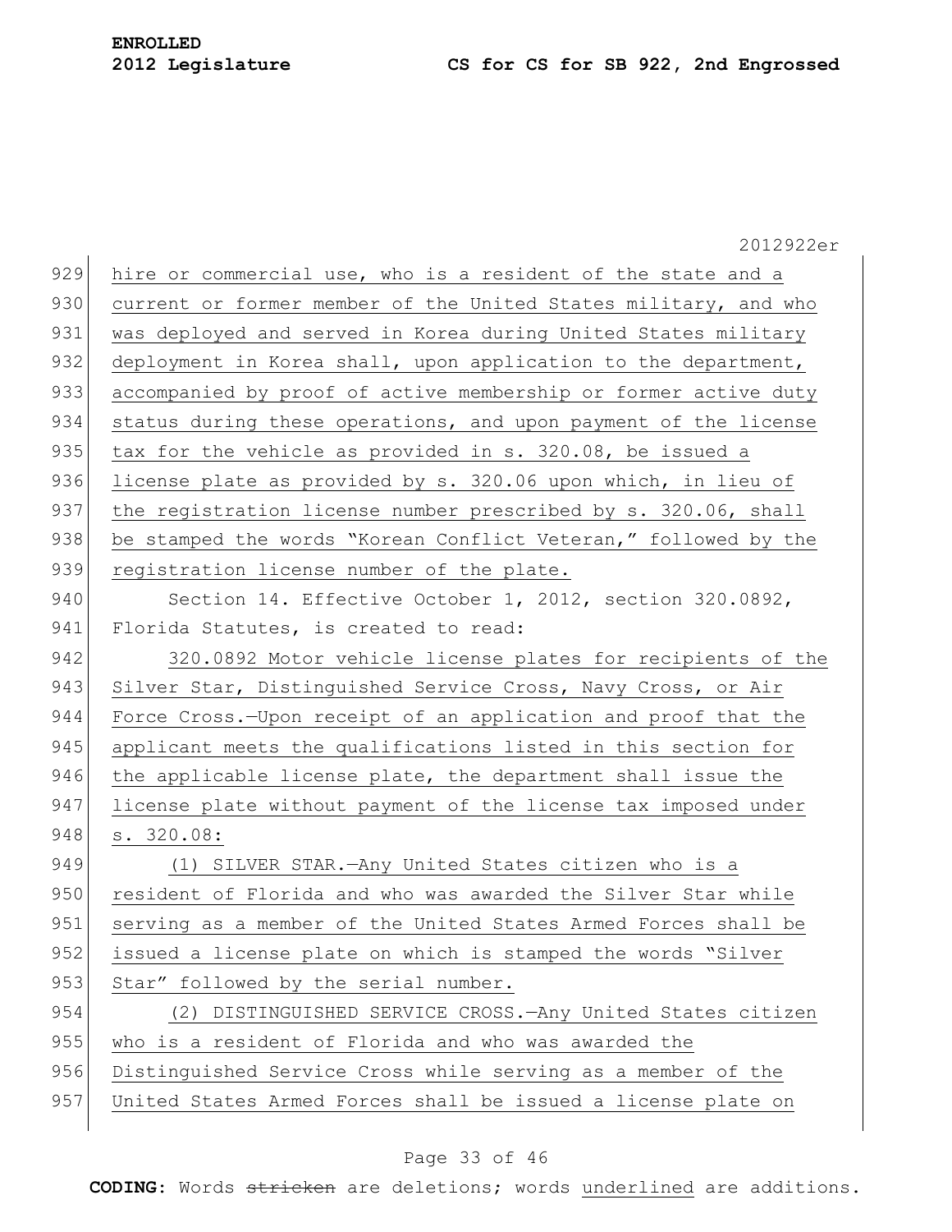hire or commercial use, who is a resident of the state and a current or former member of the United States military, and who was deployed and served in Korea during United States military deployment in Korea shall, upon application to the department, accompanied by proof of active membership or former active duty status during these operations, and upon payment of the license tax for the vehicle as provided in s. 320.08, be issued a license plate as provided by s. 320.06 upon which, in lieu of the registration license number prescribed by s. 320.06, shall be stamped the words "Korean Conflict Veteran," followed by the registration license number of the plate.

Section 14. Effective October 1, 2012, section 320.0892, Florida Statutes, is created to read:

320.0892 Motor vehicle license plates for recipients of the Silver Star, Distinguished Service Cross, Navy Cross, or Air Force Cross.—Upon receipt of an application and proof that the applicant meets the qualifications listed in this section for the applicable license plate, the department shall issue the license plate without payment of the license tax imposed under s. 320.08:

(1) SILVER STAR.—Any United States citizen who is a resident of Florida and who was awarded the Silver Star while serving as a member of the United States Armed Forces shall be issued a license plate on which is stamped the words "Silver Star" followed by the serial number.

(2) DISTINGUISHED SERVICE CROSS.—Any United States citizen who is a resident of Florida and who was awarded the Distinguished Service Cross while serving as a member of the United States Armed Forces shall be issued a license plate on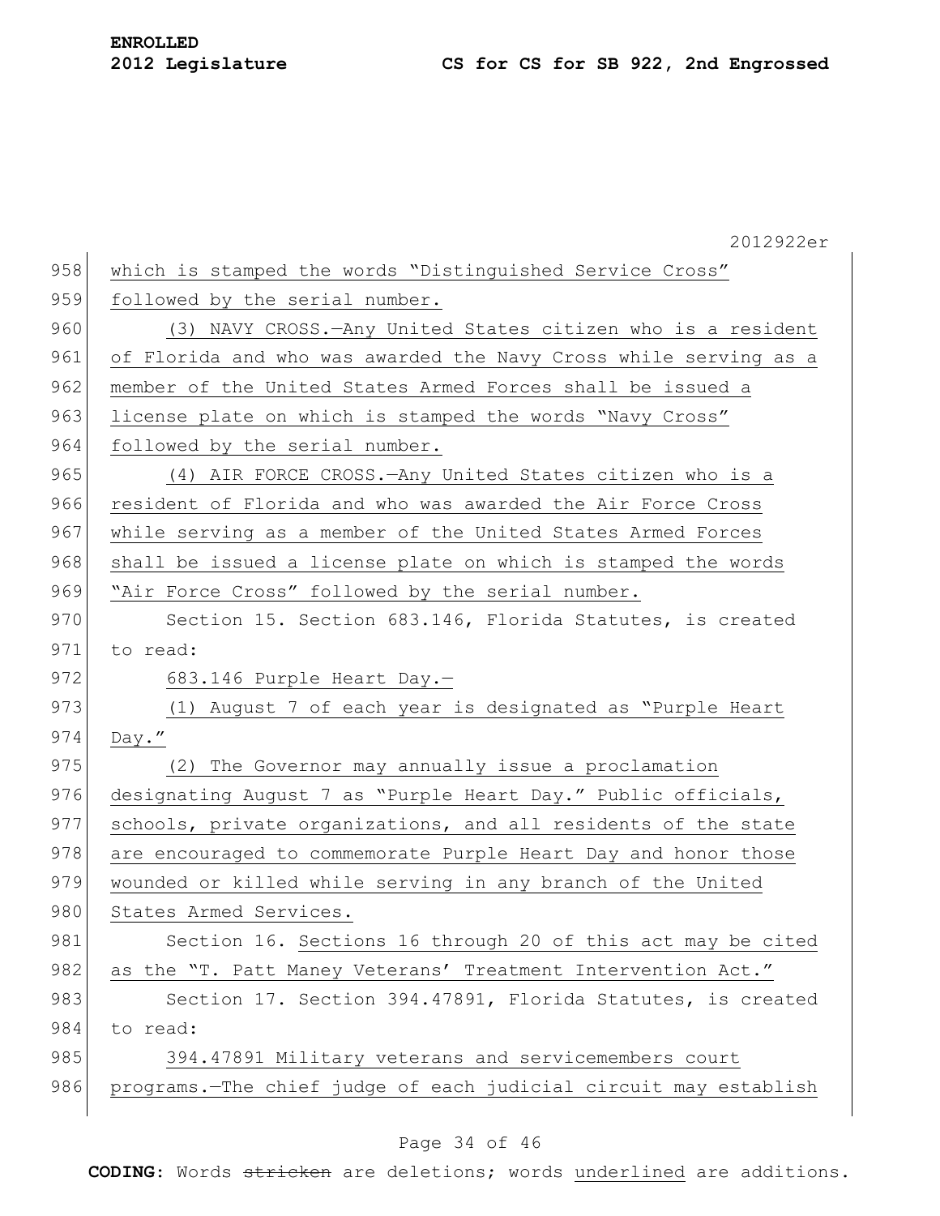which is stamped the words "Distinguished Service Cross" followed by the serial number.

(3) NAVY CROSS.—Any United States citizen who is a resident of Florida and who was awarded the Navy Cross while serving as a member of the United States Armed Forces shall be issued a license plate on which is stamped the words "Navy Cross" followed by the serial number.

(4) AIR FORCE CROSS.—Any United States citizen who is a resident of Florida and who was awarded the Air Force Cross while serving as a member of the United States Armed Forces shall be issued a license plate on which is stamped the words "Air Force Cross" followed by the serial number.

Section 15. Section 683.146, Florida Statutes, is created to read:

683.146 Purple Heart Day.—

(1) August 7 of each year is designated as "Purple Heart Day."

(2) The Governor may annually issue a proclamation designating August 7 as "Purple Heart Day." Public officials, schools, private organizations, and all residents of the state are encouraged to commemorate Purple Heart Day and honor those wounded or killed while serving in any branch of the United States Armed Services.

Section 16. Sections 16 through 20 of this act may be cited as the "T. Patt Maney Veterans' Treatment Intervention Act."

Section 17. Section 394.47891, Florida Statutes, is created to read:

394.47891 Military veterans and servicemembers court programs.—The chief judge of each judicial circuit may establish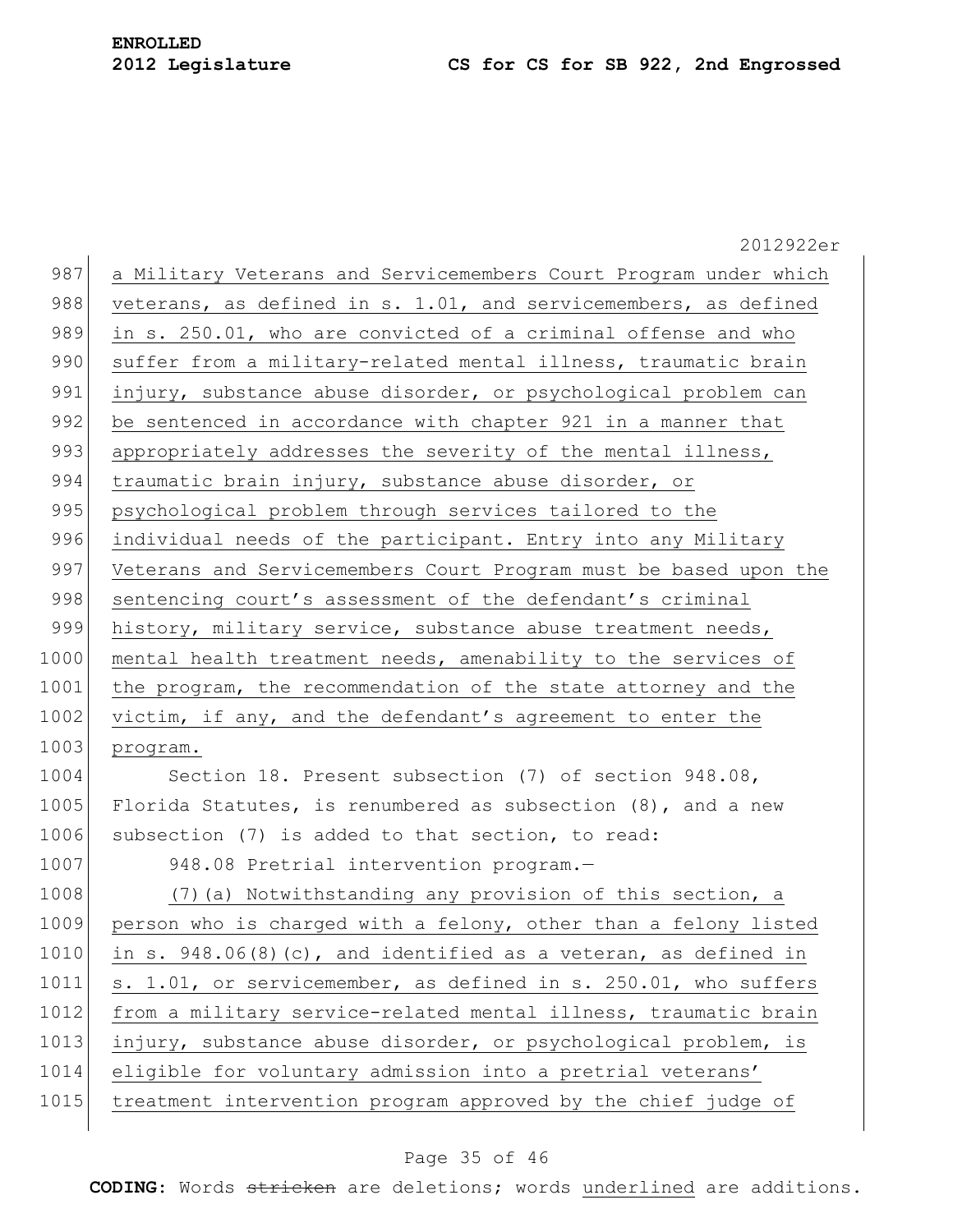a Military Veterans and Servicemembers Court Program under which veterans, as defined in s. 1.01, and servicemembers, as defined in s. 250.01, who are convicted of a criminal offense and who suffer from a military-related mental illness, traumatic brain injury, substance abuse disorder, or psychological problem can be sentenced in accordance with chapter 921 in a manner that appropriately addresses the severity of the mental illness, traumatic brain injury, substance abuse disorder, or psychological problem through services tailored to the individual needs of the participant. Entry into any Military Veterans and Servicemembers Court Program must be based upon the sentencing court's assessment of the defendant's criminal history, military service, substance abuse treatment needs, mental health treatment needs, amenability to the services of the program, the recommendation of the state attorney and the victim, if any, and the defendant's agreement to enter the program.

Section 18. Present subsection (7) of section 948.08, Florida Statutes, is renumbered as subsection (8), and a new subsection (7) is added to that section, to read:

948.08 Pretrial intervention program.—

(7)(a) Notwithstanding any provision of this section, a person who is charged with a felony, other than a felony listed in s. 948.06(8)(c), and identified as a veteran, as defined in s. 1.01, or servicemember, as defined in s. 250.01, who suffers from a military service-related mental illness, traumatic brain injury, substance abuse disorder, or psychological problem, is eligible for voluntary admission into a pretrial veterans' treatment intervention program approved by the chief judge of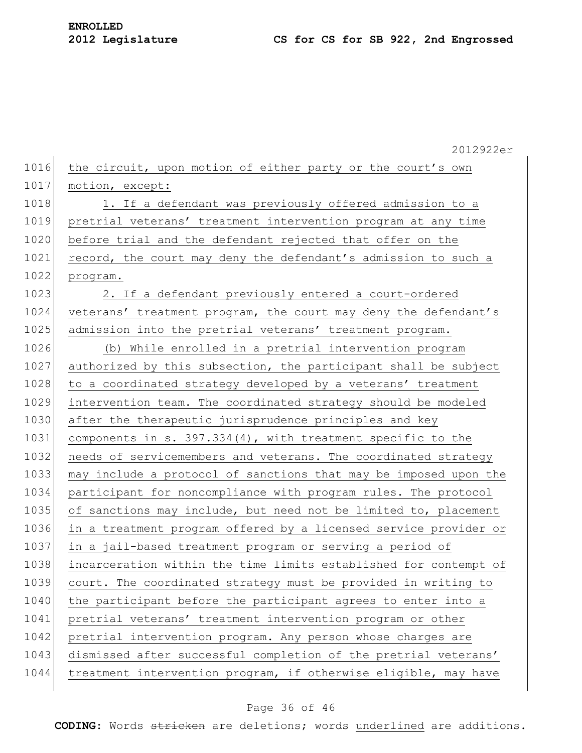the circuit, upon motion of either party or the court's own motion, except:

1. If a defendant was previously offered admission to a pretrial veterans' treatment intervention program at any time before trial and the defendant rejected that offer on the record, the court may deny the defendant's admission to such a program.

2. If a defendant previously entered a court-ordered veterans' treatment program, the court may deny the defendant's admission into the pretrial veterans' treatment program.

(b) While enrolled in a pretrial intervention program authorized by this subsection, the participant shall be subject to a coordinated strategy developed by a veterans' treatment intervention team. The coordinated strategy should be modeled after the therapeutic jurisprudence principles and key components in s. 397.334(4), with treatment specific to the needs of servicemembers and veterans. The coordinated strategy may include a protocol of sanctions that may be imposed upon the participant for noncompliance with program rules. The protocol of sanctions may include, but need not be limited to, placement in a treatment program offered by a licensed service provider or in a jail-based treatment program or serving a period of incarceration within the time limits established for contempt of court. The coordinated strategy must be provided in writing to the participant before the participant agrees to enter into a pretrial veterans' treatment intervention program or other pretrial intervention program. Any person whose charges are dismissed after successful completion of the pretrial veterans' treatment intervention program, if otherwise eligible, may have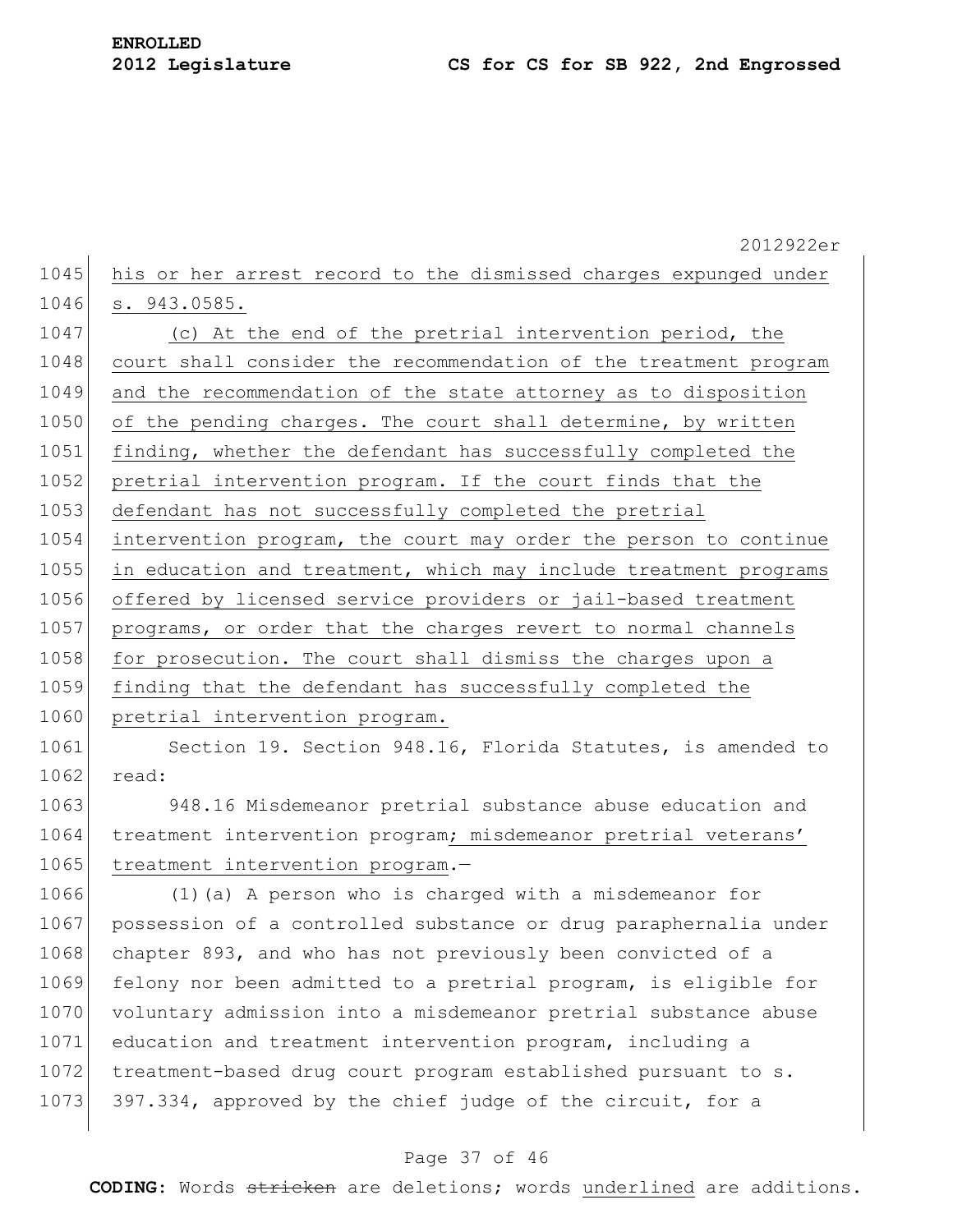his or her arrest record to the dismissed charges expunged under s. 943.0585.

(c) At the end of the pretrial intervention period, the court shall consider the recommendation of the treatment program and the recommendation of the state attorney as to disposition of the pending charges. The court shall determine, by written finding, whether the defendant has successfully completed the pretrial intervention program. If the court finds that the defendant has not successfully completed the pretrial intervention program, the court may order the person to continue in education and treatment, which may include treatment programs offered by licensed service providers or jail-based treatment programs, or order that the charges revert to normal channels for prosecution. The court shall dismiss the charges upon a finding that the defendant has successfully completed the pretrial intervention program.

Section 19. Section 948.16, Florida Statutes, is amended to read:

948.16 Misdemeanor pretrial substance abuse education and treatment intervention program; misdemeanor pretrial veterans' treatment intervention program.—

(1)(a) A person who is charged with a misdemeanor for possession of a controlled substance or drug paraphernalia under chapter 893, and who has not previously been convicted of a felony nor been admitted to a pretrial program, is eligible for voluntary admission into a misdemeanor pretrial substance abuse education and treatment intervention program, including a treatment-based drug court program established pursuant to s. 397.334, approved by the chief judge of the circuit, for a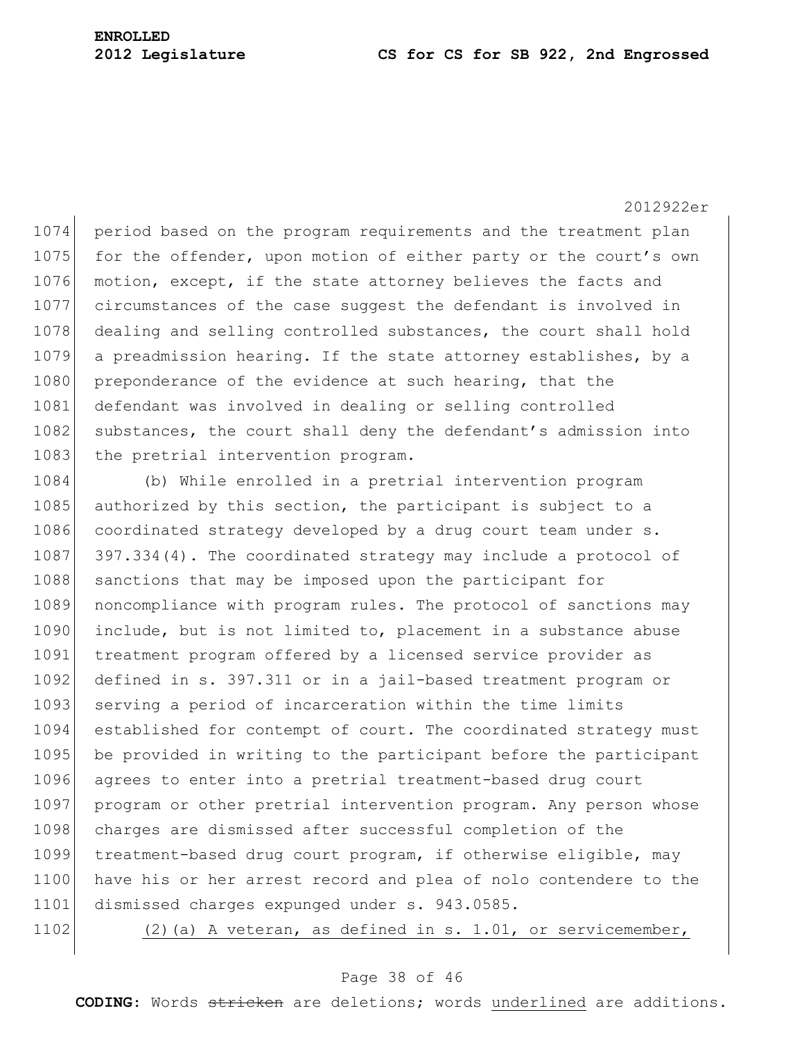period based on the program requirements and the treatment plan for the offender, upon motion of either party or the court's own motion, except, if the state attorney believes the facts and circumstances of the case suggest the defendant is involved in dealing and selling controlled substances, the court shall hold a preadmission hearing. If the state attorney establishes, by a preponderance of the evidence at such hearing, that the defendant was involved in dealing or selling controlled substances, the court shall deny the defendant's admission into the pretrial intervention program.

(b) While enrolled in a pretrial intervention program authorized by this section, the participant is subject to a coordinated strategy developed by a drug court team under s. 397.334(4). The coordinated strategy may include a protocol of sanctions that may be imposed upon the participant for noncompliance with program rules. The protocol of sanctions may include, but is not limited to, placement in a substance abuse treatment program offered by a licensed service provider as defined in s. 397.311 or in a jail-based treatment program or serving a period of incarceration within the time limits established for contempt of court. The coordinated strategy must be provided in writing to the participant before the participant agrees to enter into a pretrial treatment-based drug court program or other pretrial intervention program. Any person whose charges are dismissed after successful completion of the treatment-based drug court program, if otherwise eligible, may have his or her arrest record and plea of nolo contendere to the dismissed charges expunged under s. 943.0585.

<u>(2)(a) A veteran, as defined in s. 1.01, or servicemember,</u>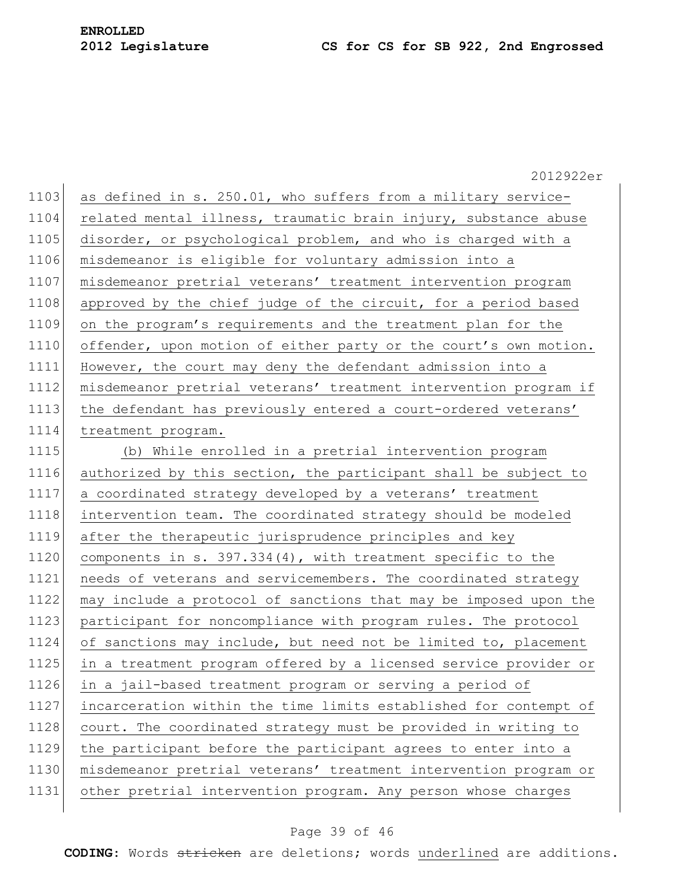as defined in s. 250.01, who suffers from a military service-related mental illness, traumatic brain injury, substance abuse disorder, or psychological problem, and who is charged with a misdemeanor is eligible for voluntary admission into a misdemeanor pretrial veterans' treatment intervention program approved by the chief judge of the circuit, for a period based on the program's requirements and the treatment plan for the offender, upon motion of either party or the court's own motion. However, the court may deny the defendant admission into a misdemeanor pretrial veterans' treatment intervention program if the defendant has previously entered a court-ordered veterans' treatment program.

(b) While enrolled in a pretrial intervention program authorized by this section, the participant shall be subject to a coordinated strategy developed by a veterans' treatment intervention team. The coordinated strategy should be modeled after the therapeutic jurisprudence principles and key components in s. 397.334(4), with treatment specific to the needs of veterans and servicemembers. The coordinated strategy may include a protocol of sanctions that may be imposed upon the participant for noncompliance with program rules. The protocol of sanctions may include, but need not be limited to, placement in a treatment program offered by a licensed service provider or in a jail-based treatment program or serving a period of incarceration within the time limits established for contempt of court. The coordinated strategy must be provided in writing to the participant before the participant agrees to enter into a misdemeanor pretrial veterans' treatment intervention program or other pretrial intervention program. Any person whose charges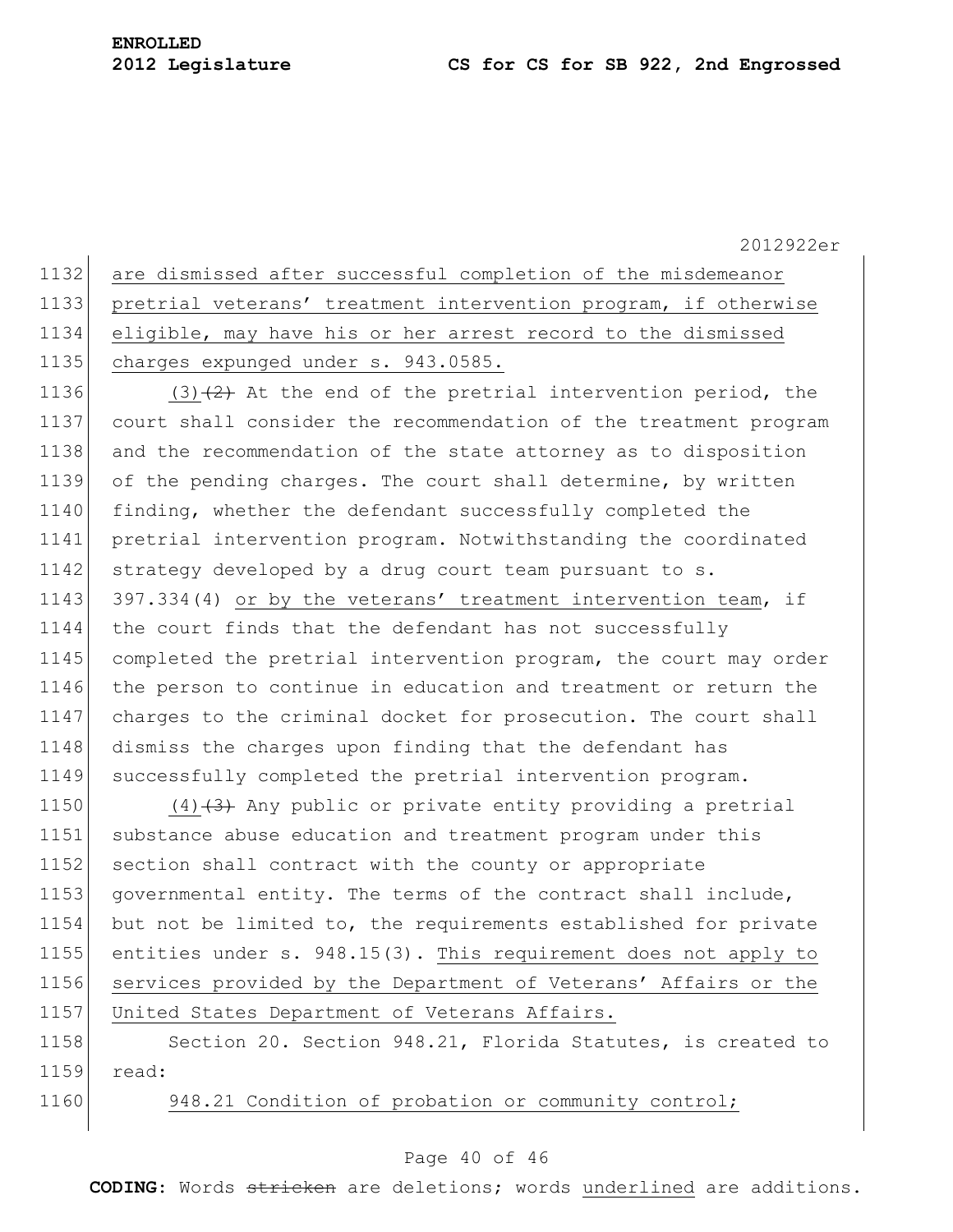1132 are dismissed after successful completion of the misdemeanor
1133 pretrial veterans' treatment intervention program, if otherwise
1134 eligible, may have his or her arrest record to the dismissed
1135 charges expunged under s. 943.0585.

1136 (3) ~~(2)~~ At the end of the pretrial intervention period, the
1137 court shall consider the recommendation of the treatment program
1138 and the recommendation of the state attorney as to disposition
1139 of the pending charges. The court shall determine, by written
1140 finding, whether the defendant successfully completed the
1141 pretrial intervention program. Notwithstanding the coordinated
1142 strategy developed by a drug court team pursuant to s.
1143 397.334(4) or by the veterans' treatment intervention team, if
1144 the court finds that the defendant has not successfully
1145 completed the pretrial intervention program, the court may order
1146 the person to continue in education and treatment or return the
1147 charges to the criminal docket for prosecution. The court shall
1148 dismiss the charges upon finding that the defendant has
1149 successfully completed the pretrial intervention program.

1150 (4) ~~(3)~~ Any public or private entity providing a pretrial
1151 substance abuse education and treatment program under this
1152 section shall contract with the county or appropriate
1153 governmental entity. The terms of the contract shall include,
1154 but not be limited to, the requirements established for private
1155 entities under s. 948.15(3). This requirement does not apply to
1156 services provided by the Department of Veterans' Affairs or the
1157 United States Department of Veterans Affairs.

1158 Section 20. Section 948.21, Florida Statutes, is created to
1159 read:

1160 948.21 Condition of probation or community control;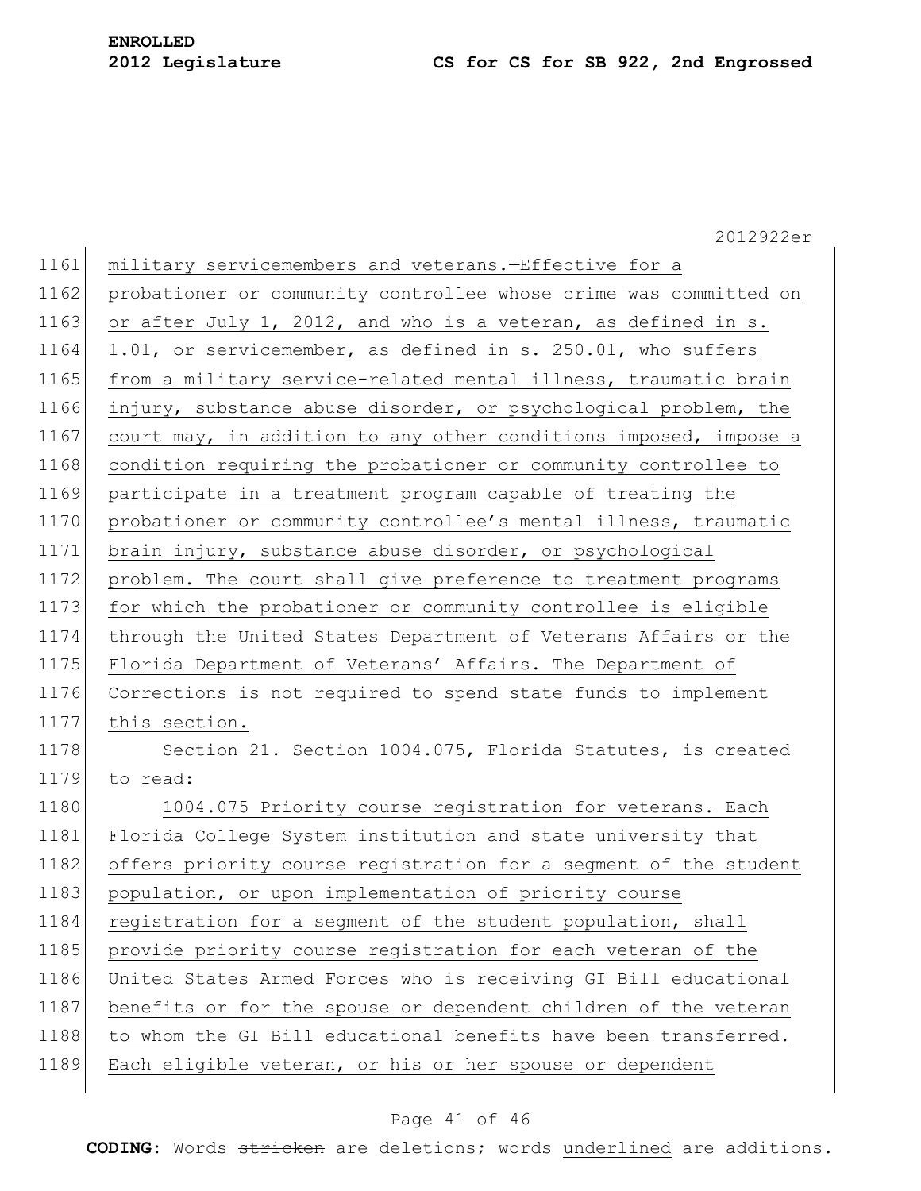military servicemembers and veterans.—Effective for a probationer or community controllee whose crime was committed on or after July 1, 2012, and who is a veteran, as defined in s. 1.01, or servicemember, as defined in s. 250.01, who suffers from a military service-related mental illness, traumatic brain injury, substance abuse disorder, or psychological problem, the court may, in addition to any other conditions imposed, impose a condition requiring the probationer or community controllee to participate in a treatment program capable of treating the probationer or community controllee's mental illness, traumatic brain injury, substance abuse disorder, or psychological problem. The court shall give preference to treatment programs for which the probationer or community controllee is eligible through the United States Department of Veterans Affairs or the Florida Department of Veterans' Affairs. The Department of Corrections is not required to spend state funds to implement this section.

Section 21. Section 1004.075, Florida Statutes, is created to read:

1004.075 Priority course registration for veterans.—Each Florida College System institution and state university that offers priority course registration for a segment of the student population, or upon implementation of priority course registration for a segment of the student population, shall provide priority course registration for each veteran of the United States Armed Forces who is receiving GI Bill educational benefits or for the spouse or dependent children of the veteran to whom the GI Bill educational benefits have been transferred. Each eligible veteran, or his or her spouse or dependent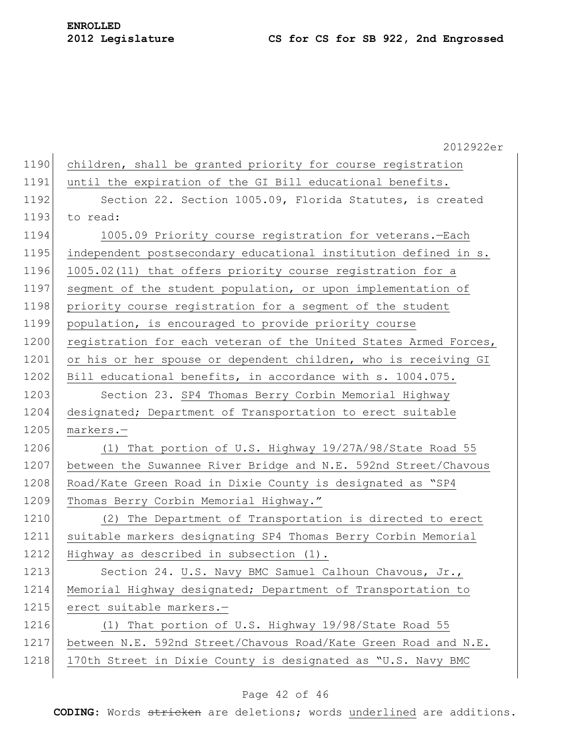children, shall be granted priority for course registration until the expiration of the GI Bill educational benefits.

Section 22. Section 1005.09, Florida Statutes, is created to read:

1005.09 Priority course registration for veterans.—Each independent postsecondary educational institution defined in s. 1005.02(11) that offers priority course registration for a segment of the student population, or upon implementation of priority course registration for a segment of the student population, is encouraged to provide priority course registration for each veteran of the United States Armed Forces, or his or her spouse or dependent children, who is receiving GI Bill educational benefits, in accordance with s. 1004.075.

Section 23. SP4 Thomas Berry Corbin Memorial Highway designated; Department of Transportation to erect suitable markers.—

(1) That portion of U.S. Highway 19/27A/98/State Road 55 between the Suwannee River Bridge and N.E. 592nd Street/Chavous Road/Kate Green Road in Dixie County is designated as "SP4 Thomas Berry Corbin Memorial Highway."

(2) The Department of Transportation is directed to erect suitable markers designating SP4 Thomas Berry Corbin Memorial Highway as described in subsection (1).

Section 24. U.S. Navy BMC Samuel Calhoun Chavous, Jr., Memorial Highway designated; Department of Transportation to erect suitable markers.—

(1) That portion of U.S. Highway 19/98/State Road 55 between N.E. 592nd Street/Chavous Road/Kate Green Road and N.E. 170th Street in Dixie County is designated as "U.S. Navy BMC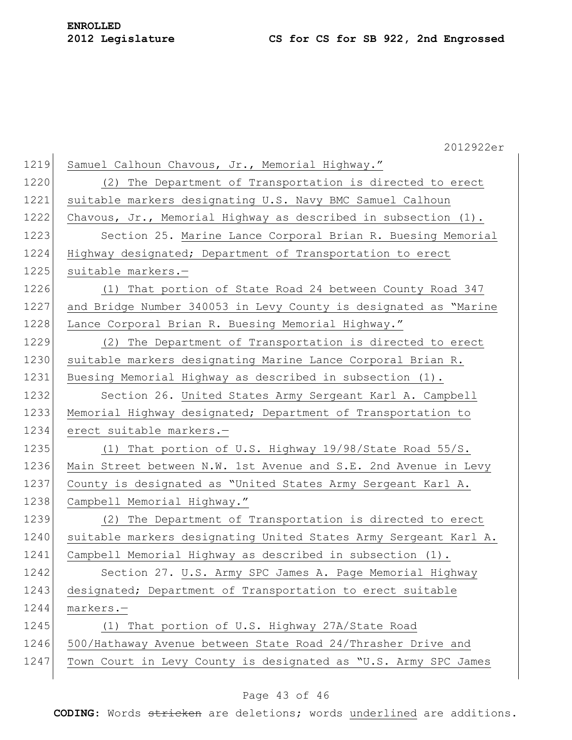Samuel Calhoun Chavous, Jr., Memorial Highway."

(2) The Department of Transportation is directed to erect suitable markers designating U.S. Navy BMC Samuel Calhoun Chavous, Jr., Memorial Highway as described in subsection (1).

Section 25. Marine Lance Corporal Brian R. Buesing Memorial Highway designated; Department of Transportation to erect suitable markers.—

(1) That portion of State Road 24 between County Road 347 and Bridge Number 340053 in Levy County is designated as "Marine Lance Corporal Brian R. Buesing Memorial Highway."

(2) The Department of Transportation is directed to erect suitable markers designating Marine Lance Corporal Brian R. Buesing Memorial Highway as described in subsection (1).

Section 26. United States Army Sergeant Karl A. Campbell Memorial Highway designated; Department of Transportation to erect suitable markers.—

(1) That portion of U.S. Highway 19/98/State Road 55/S. Main Street between N.W. 1st Avenue and S.E. 2nd Avenue in Levy County is designated as "United States Army Sergeant Karl A. Campbell Memorial Highway."

(2) The Department of Transportation is directed to erect suitable markers designating United States Army Sergeant Karl A. Campbell Memorial Highway as described in subsection (1).

Section 27. U.S. Army SPC James A. Page Memorial Highway designated; Department of Transportation to erect suitable markers.—

(1) That portion of U.S. Highway 27A/State Road 500/Hathaway Avenue between State Road 24/Thrasher Drive and Town Court in Levy County is designated as "U.S. Army SPC James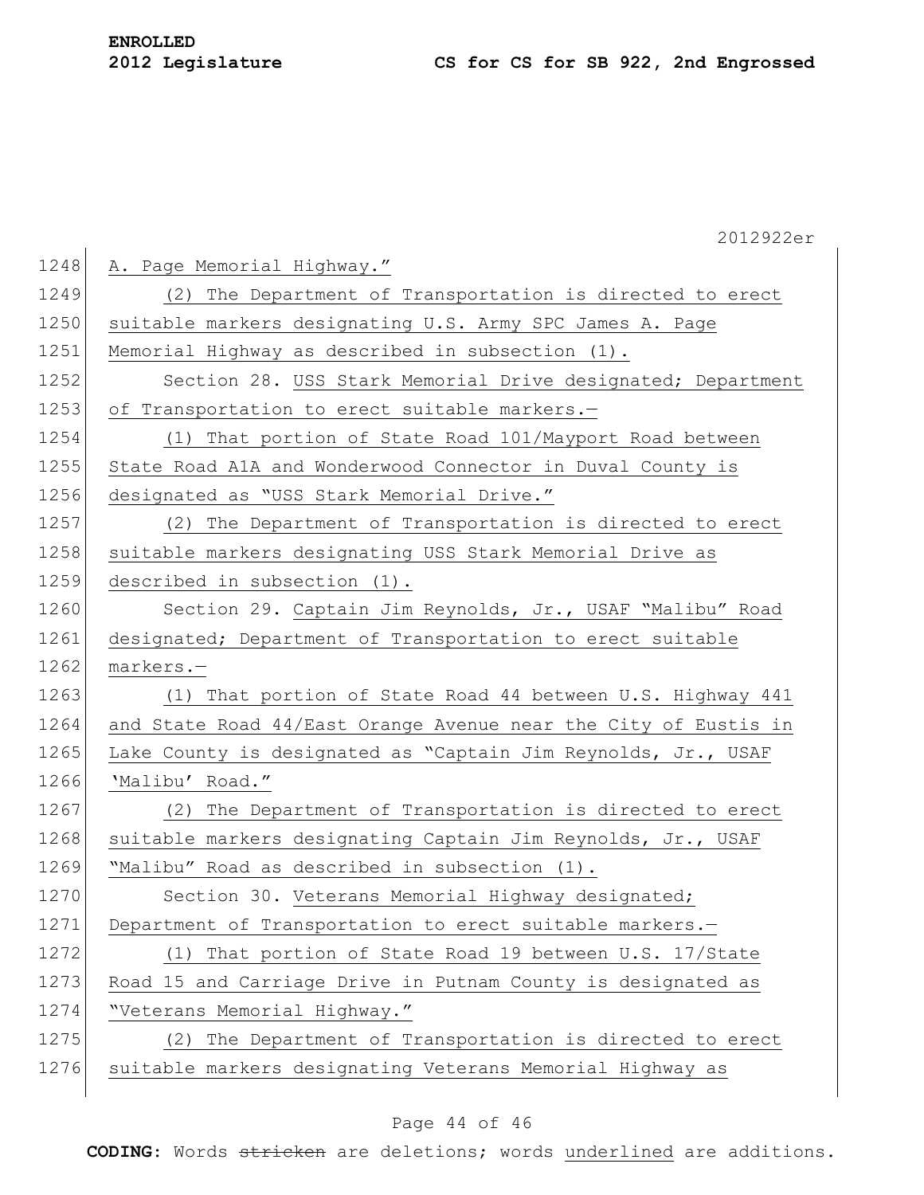A. Page Memorial Highway.”

(2) The Department of Transportation is directed to erect suitable markers designating U.S. Army SPC James A. Page Memorial Highway as described in subsection (1).

Section 28. USS Stark Memorial Drive designated; Department of Transportation to erect suitable markers.—

(1) That portion of State Road 101/Mayport Road between State Road A1A and Wonderwood Connector in Duval County is designated as “USS Stark Memorial Drive.”

(2) The Department of Transportation is directed to erect suitable markers designating USS Stark Memorial Drive as described in subsection (1).

Section 29. Captain Jim Reynolds, Jr., USAF “Malibu” Road designated; Department of Transportation to erect suitable markers.—

(1) That portion of State Road 44 between U.S. Highway 441 and State Road 44/East Orange Avenue near the City of Eustis in Lake County is designated as “Captain Jim Reynolds, Jr., USAF ‘Malibu’ Road.”

(2) The Department of Transportation is directed to erect suitable markers designating Captain Jim Reynolds, Jr., USAF “Malibu” Road as described in subsection (1).

Section 30. Veterans Memorial Highway designated; Department of Transportation to erect suitable markers.—

(1) That portion of State Road 19 between U.S. 17/State Road 15 and Carriage Drive in Putnam County is designated as “Veterans Memorial Highway.”

(2) The Department of Transportation is directed to erect suitable markers designating Veterans Memorial Highway as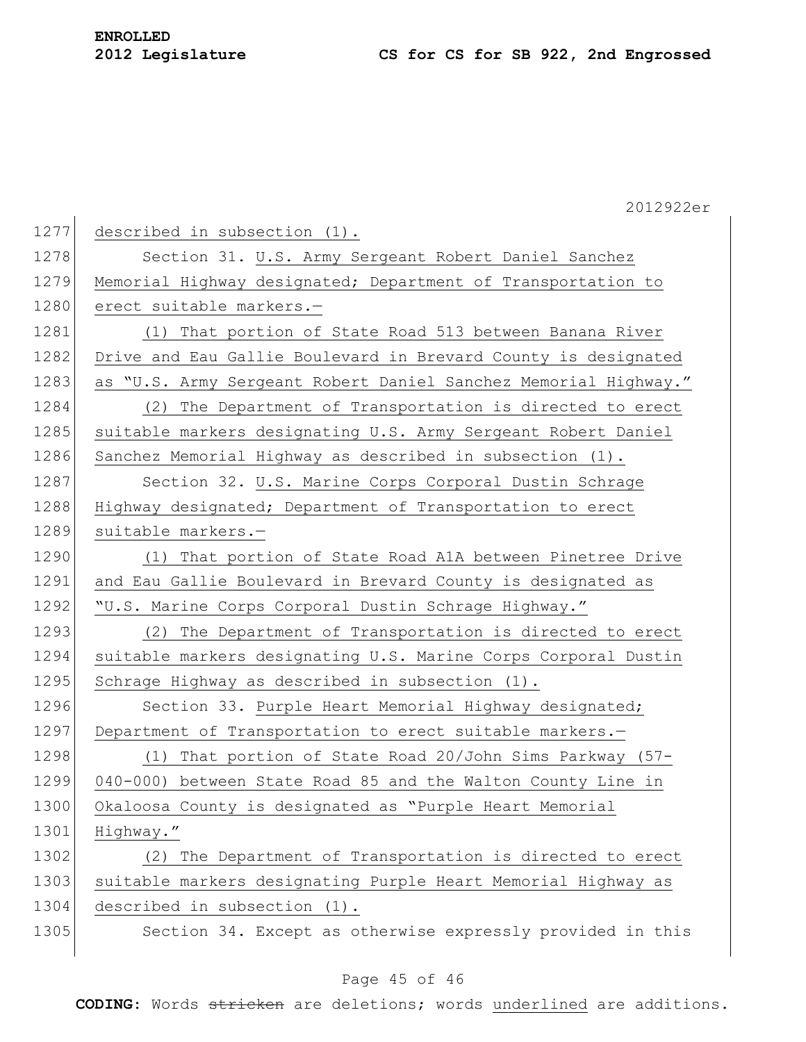described in subsection (1).

Section 31. U.S. Army Sergeant Robert Daniel Sanchez Memorial Highway designated; Department of Transportation to erect suitable markers.—

(1) That portion of State Road 513 between Banana River Drive and Eau Gallie Boulevard in Brevard County is designated as "U.S. Army Sergeant Robert Daniel Sanchez Memorial Highway."

(2) The Department of Transportation is directed to erect suitable markers designating U.S. Army Sergeant Robert Daniel Sanchez Memorial Highway as described in subsection (1).

Section 32. U.S. Marine Corps Corporal Dustin Schrage Highway designated; Department of Transportation to erect suitable markers.—

(1) That portion of State Road A1A between Pinetree Drive and Eau Gallie Boulevard in Brevard County is designated as "U.S. Marine Corps Corporal Dustin Schrage Highway."

(2) The Department of Transportation is directed to erect suitable markers designating U.S. Marine Corps Corporal Dustin Schrage Highway as described in subsection (1).

Section 33. Purple Heart Memorial Highway designated; Department of Transportation to erect suitable markers.—

(1) That portion of State Road 20/John Sims Parkway (57-040-000) between State Road 85 and the Walton County Line in Okaloosa County is designated as "Purple Heart Memorial Highway."

(2) The Department of Transportation is directed to erect suitable markers designating Purple Heart Memorial Highway as described in subsection (1).

Section 34. Except as otherwise expressly provided in this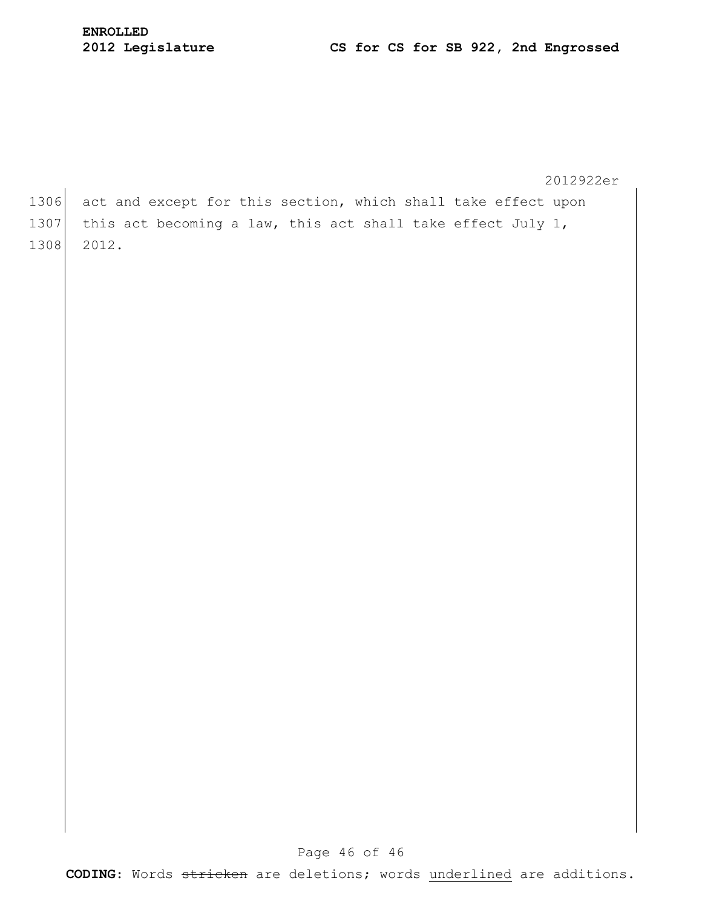1306 act and except for this section, which shall take effect upon
1307 this act becoming a law, this act shall take effect July 1,
1308 2012.